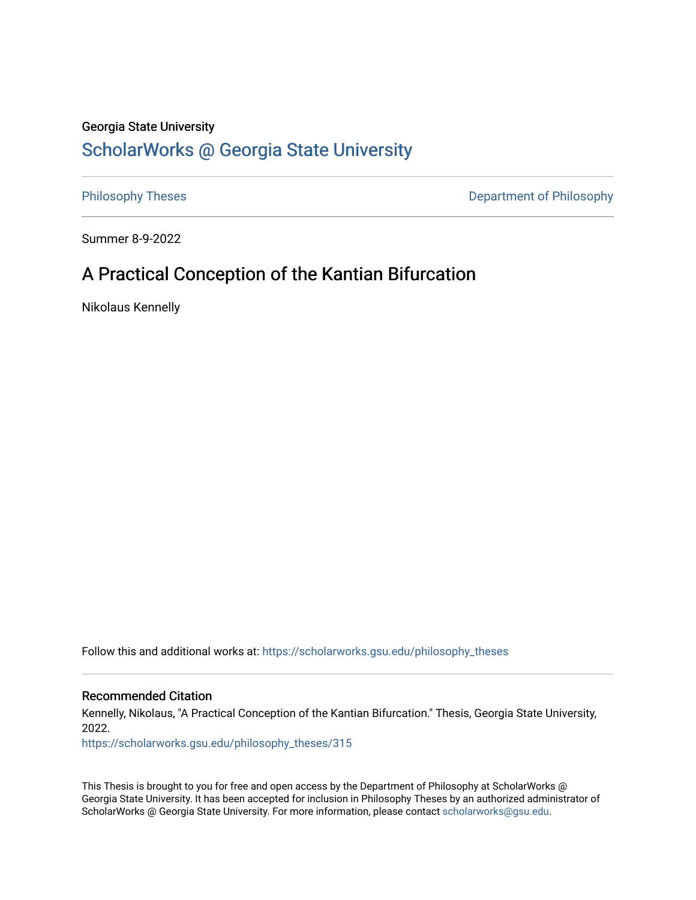Georgia State University

# ScholarWorks @ Georgia State University

Philosophy Theses

Department of Philosophy

Summer 8-9-2022

## A Practical Conception of the Kantian Bifurcation

Nikolaus Kennelly

Follow this and additional works at: https://scholarworks.gsu.edu/philosophy_theses

### Recommended Citation

Kennelly, Nikolaus, "A Practical Conception of the Kantian Bifurcation." Thesis, Georgia State University, 2022.

https://scholarworks.gsu.edu/philosophy_theses/315

This Thesis is brought to you for free and open access by the Department of Philosophy at ScholarWorks @ Georgia State University. It has been accepted for inclusion in Philosophy Theses by an authorized administrator of ScholarWorks @ Georgia State University. For more information, please contact scholarworks@gsu.edu.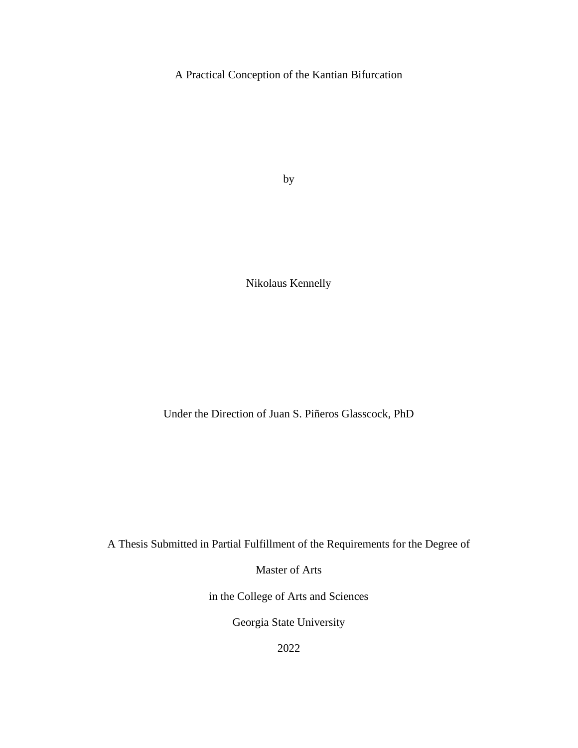A Practical Conception of the Kantian Bifurcation

by

Nikolaus Kennelly

Under the Direction of Juan S. Piñeros Glasscock, PhD

A Thesis Submitted in Partial Fulfillment of the Requirements for the Degree of

Master of Arts

in the College of Arts and Sciences

Georgia State University

2022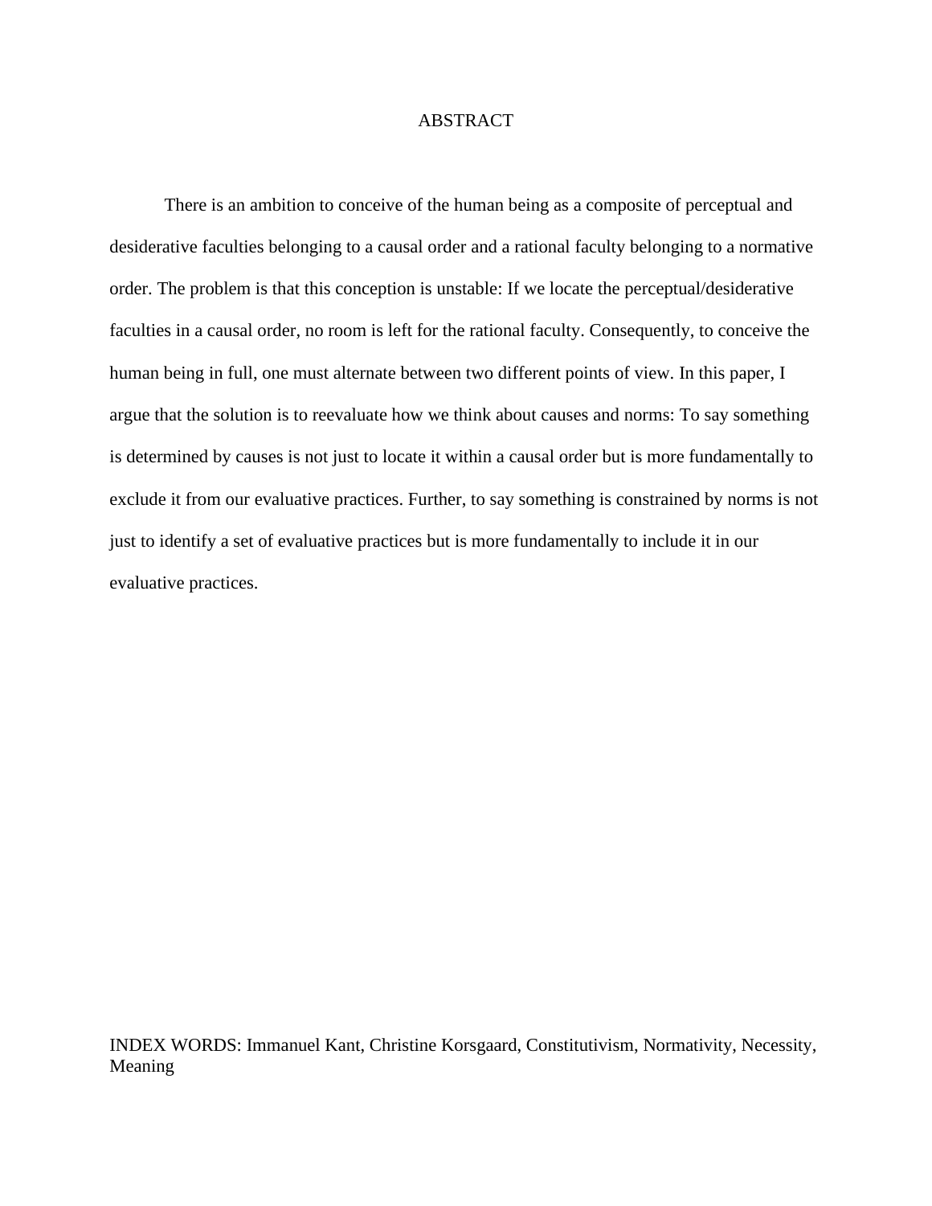# ABSTRACT

There is an ambition to conceive of the human being as a composite of perceptual and desiderative faculties belonging to a causal order and a rational faculty belonging to a normative order. The problem is that this conception is unstable: If we locate the perceptual/desiderative faculties in a causal order, no room is left for the rational faculty. Consequently, to conceive the human being in full, one must alternate between two different points of view. In this paper, I argue that the solution is to reevaluate how we think about causes and norms: To say something is determined by causes is not just to locate it within a causal order but is more fundamentally to exclude it from our evaluative practices. Further, to say something is constrained by norms is not just to identify a set of evaluative practices but is more fundamentally to include it in our evaluative practices.

INDEX WORDS: Immanuel Kant, Christine Korsgaard, Constitutivism, Normativity, Necessity, Meaning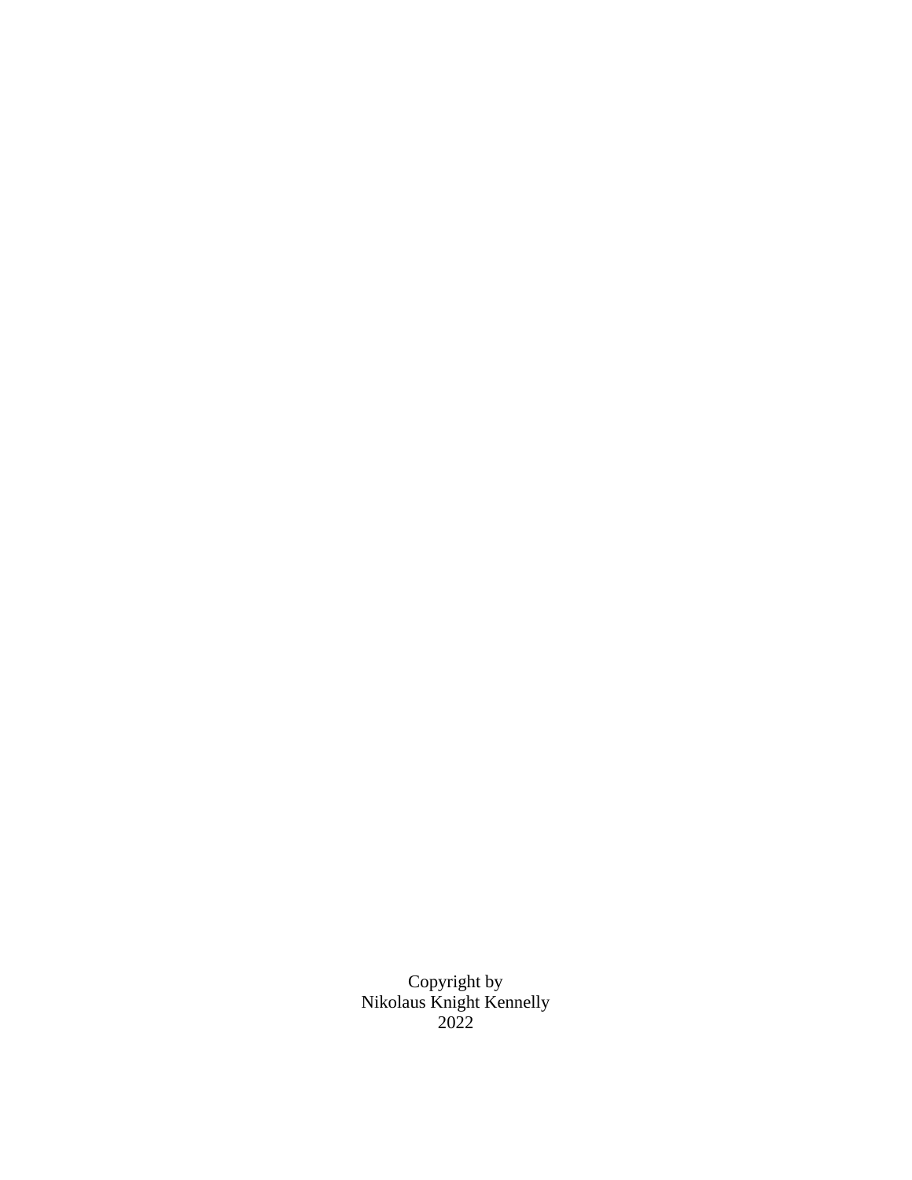Copyright by
Nikolaus Knight Kennelly
2022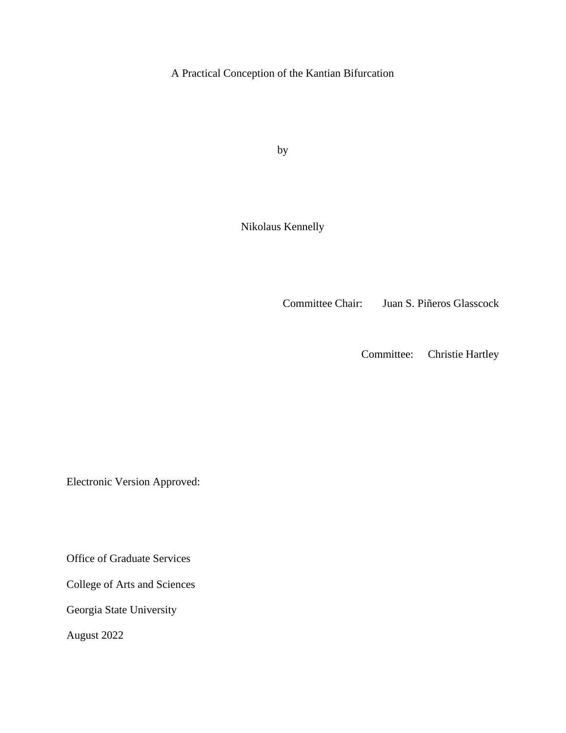A Practical Conception of the Kantian Bifurcation

by

Nikolaus Kennelly

Committee Chair: Juan S. Piñeros Glasscock

Committee: Christie Hartley

Electronic Version Approved:

Office of Graduate Services

College of Arts and Sciences

Georgia State University

August 2022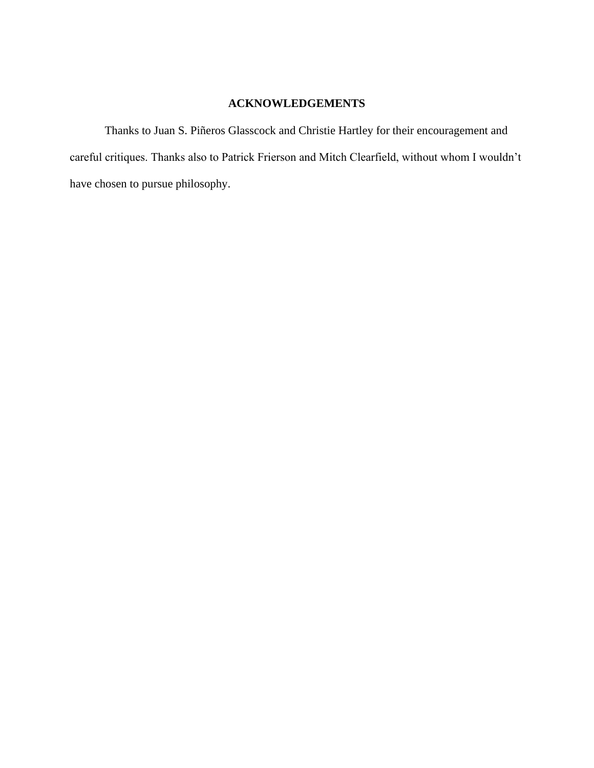## ACKNOWLEDGEMENTS

Thanks to Juan S. Piñeros Glasscock and Christie Hartley for their encouragement and careful critiques. Thanks also to Patrick Frierson and Mitch Clearfield, without whom I wouldn't have chosen to pursue philosophy.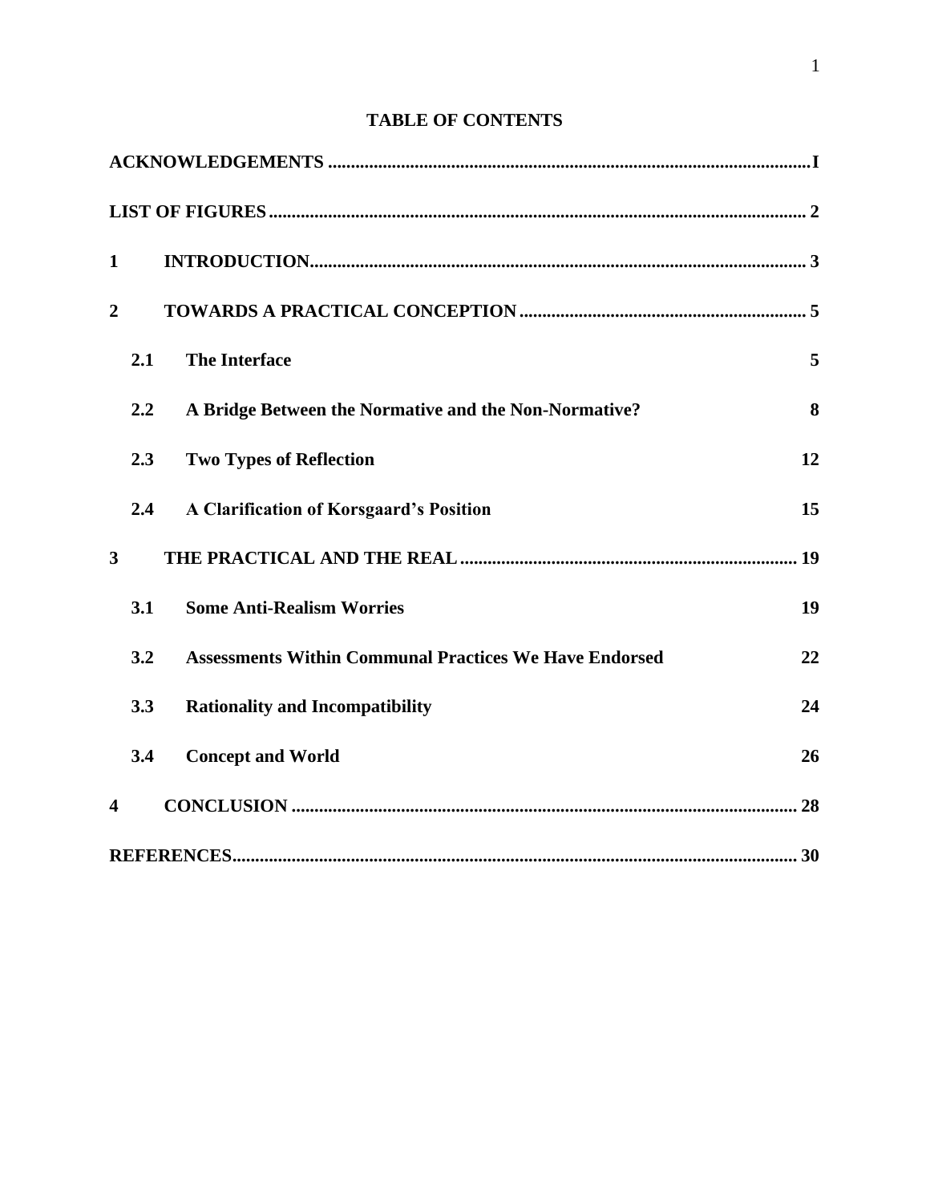# TABLE OF CONTENTS

**ACKNOWLEDGEMENTS** ........................................................................................................ **I**

**LIST OF FIGURES** ................................................................................................................ **2**

**1 INTRODUCTION** ........................................................................................................... **3**

**2 TOWARDS A PRACTICAL CONCEPTION** ............................................................. **5**

- **2.1 The Interface** **5**
- **2.2 A Bridge Between the Normative and the Non-Normative?** **8**
- **2.3 Two Types of Reflection** **12**
- **2.4 A Clarification of Korsgaard's Position** **15**

**3 THE PRACTICAL AND THE REAL** ........................................................................ **19**

- **3.1 Some Anti-Realism Worries** **19**
- **3.2 Assessments Within Communal Practices We Have Endorsed** **22**
- **3.3 Rationality and Incompatibility** **24**
- **3.4 Concept and World** **26**

**4 CONCLUSION** ............................................................................................................. **28**

**REFERENCES** ...................................................................................................................... **30**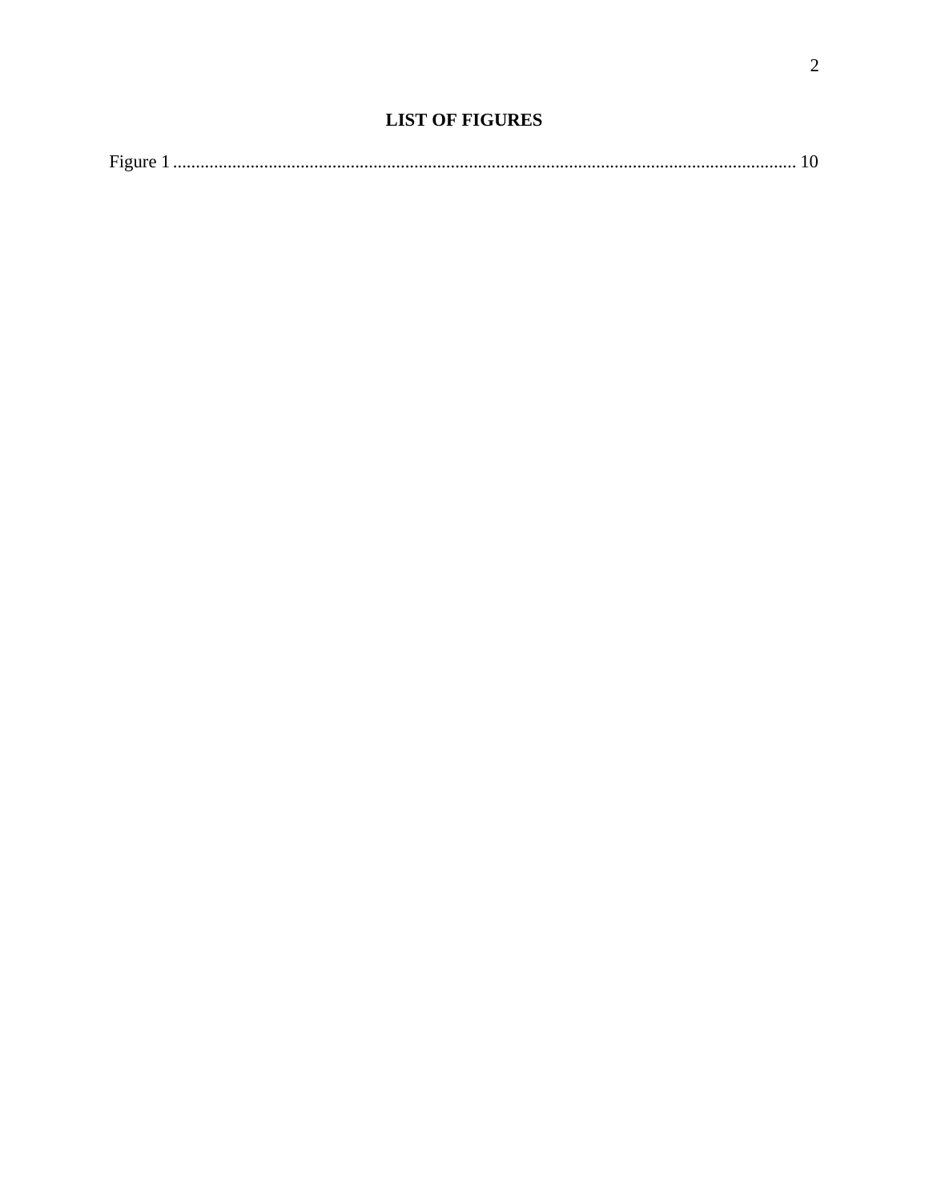# LIST OF FIGURES

Figure 1 ........................................................................................................................................ 10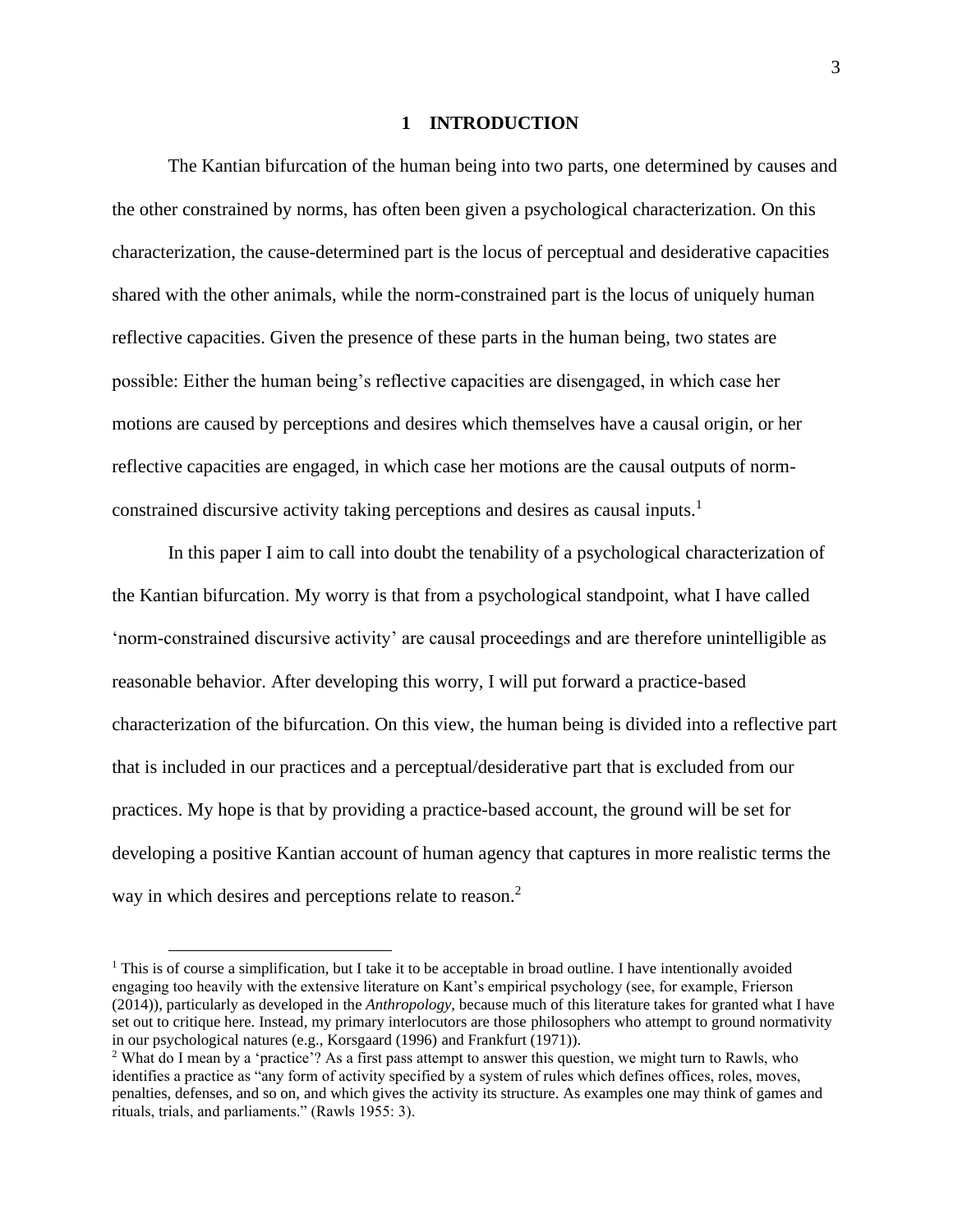# 1 INTRODUCTION

The Kantian bifurcation of the human being into two parts, one determined by causes and the other constrained by norms, has often been given a psychological characterization. On this characterization, the cause-determined part is the locus of perceptual and desiderative capacities shared with the other animals, while the norm-constrained part is the locus of uniquely human reflective capacities. Given the presence of these parts in the human being, two states are possible: Either the human being's reflective capacities are disengaged, in which case her motions are caused by perceptions and desires which themselves have a causal origin, or her reflective capacities are engaged, in which case her motions are the causal outputs of norm-constrained discursive activity taking perceptions and desires as causal inputs.[1]

In this paper I aim to call into doubt the tenability of a psychological characterization of the Kantian bifurcation. My worry is that from a psychological standpoint, what I have called 'norm-constrained discursive activity' are causal proceedings and are therefore unintelligible as reasonable behavior. After developing this worry, I will put forward a practice-based characterization of the bifurcation. On this view, the human being is divided into a reflective part that is included in our practices and a perceptual/desiderative part that is excluded from our practices. My hope is that by providing a practice-based account, the ground will be set for developing a positive Kantian account of human agency that captures in more realistic terms the way in which desires and perceptions relate to reason.[2]

---

[1] This is of course a simplification, but I take it to be acceptable in broad outline. I have intentionally avoided engaging too heavily with the extensive literature on Kant's empirical psychology (see, for example, Frierson (2014)), particularly as developed in the *Anthropology*, because much of this literature takes for granted what I have set out to critique here. Instead, my primary interlocutors are those philosophers who attempt to ground normativity in our psychological natures (e.g., Korsgaard (1996) and Frankfurt (1971)).

[2] What do I mean by a 'practice'? As a first pass attempt to answer this question, we might turn to Rawls, who identifies a practice as "any form of activity specified by a system of rules which defines offices, roles, moves, penalties, defenses, and so on, and which gives the activity its structure. As examples one may think of games and rituals, trials, and parliaments." (Rawls 1955: 3).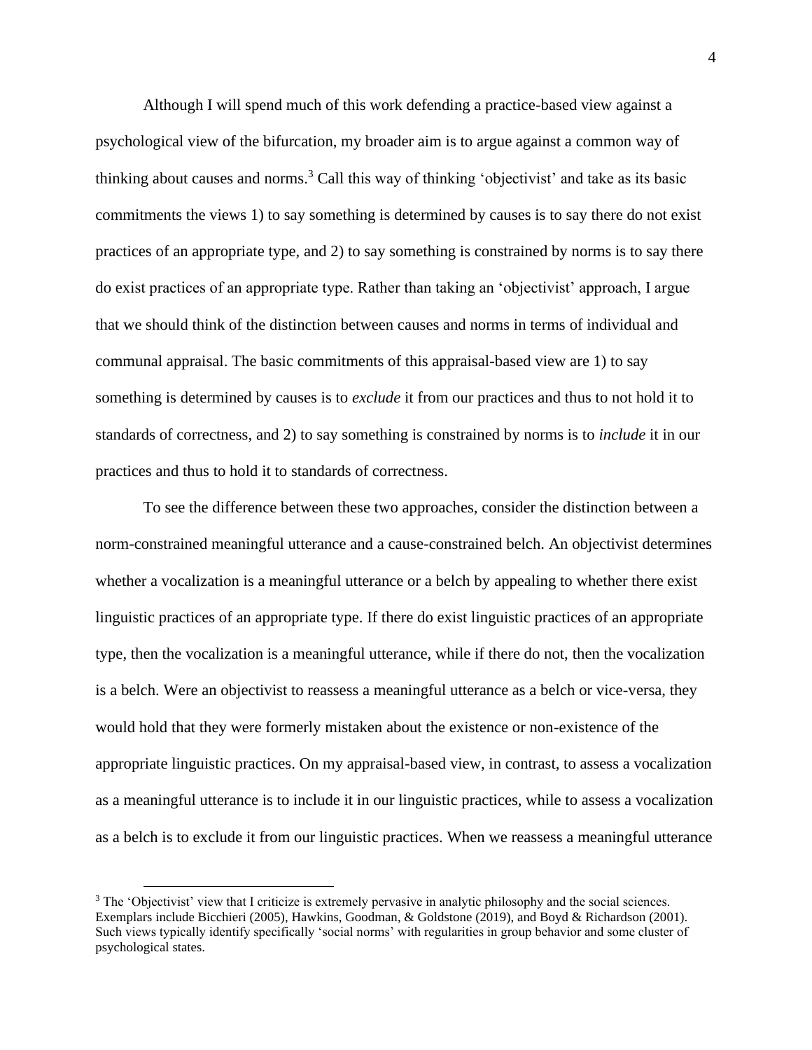Although I will spend much of this work defending a practice-based view against a psychological view of the bifurcation, my broader aim is to argue against a common way of thinking about causes and norms.[3] Call this way of thinking 'objectivist' and take as its basic commitments the views 1) to say something is determined by causes is to say there do not exist practices of an appropriate type, and 2) to say something is constrained by norms is to say there do exist practices of an appropriate type. Rather than taking an 'objectivist' approach, I argue that we should think of the distinction between causes and norms in terms of individual and communal appraisal. The basic commitments of this appraisal-based view are 1) to say something is determined by causes is to *exclude* it from our practices and thus to not hold it to standards of correctness, and 2) to say something is constrained by norms is to *include* it in our practices and thus to hold it to standards of correctness.

To see the difference between these two approaches, consider the distinction between a norm-constrained meaningful utterance and a cause-constrained belch. An objectivist determines whether a vocalization is a meaningful utterance or a belch by appealing to whether there exist linguistic practices of an appropriate type. If there do exist linguistic practices of an appropriate type, then the vocalization is a meaningful utterance, while if there do not, then the vocalization is a belch. Were an objectivist to reassess a meaningful utterance as a belch or vice-versa, they would hold that they were formerly mistaken about the existence or non-existence of the appropriate linguistic practices. On my appraisal-based view, in contrast, to assess a vocalization as a meaningful utterance is to include it in our linguistic practices, while to assess a vocalization as a belch is to exclude it from our linguistic practices. When we reassess a meaningful utterance

[3] The 'Objectivist' view that I criticize is extremely pervasive in analytic philosophy and the social sciences. Exemplars include Bicchieri (2005), Hawkins, Goodman, & Goldstone (2019), and Boyd & Richardson (2001). Such views typically identify specifically 'social norms' with regularities in group behavior and some cluster of psychological states.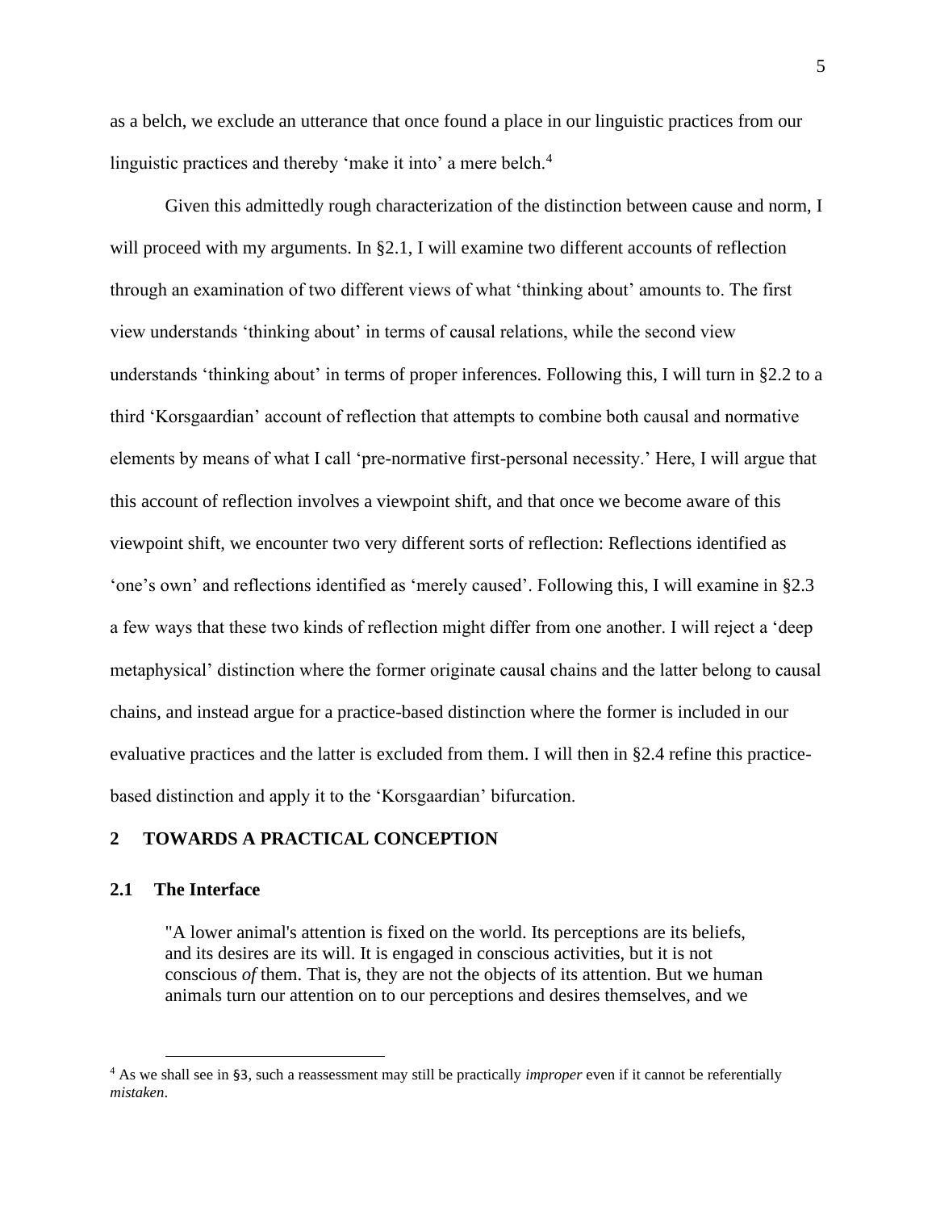as a belch, we exclude an utterance that once found a place in our linguistic practices from our linguistic practices and thereby 'make it into' a mere belch.[4]

Given this admittedly rough characterization of the distinction between cause and norm, I will proceed with my arguments. In §2.1, I will examine two different accounts of reflection through an examination of two different views of what 'thinking about' amounts to. The first view understands 'thinking about' in terms of causal relations, while the second view understands 'thinking about' in terms of proper inferences. Following this, I will turn in §2.2 to a third 'Korsgaardian' account of reflection that attempts to combine both causal and normative elements by means of what I call 'pre-normative first-personal necessity.' Here, I will argue that this account of reflection involves a viewpoint shift, and that once we become aware of this viewpoint shift, we encounter two very different sorts of reflection: Reflections identified as 'one's own' and reflections identified as 'merely caused'. Following this, I will examine in §2.3 a few ways that these two kinds of reflection might differ from one another. I will reject a 'deep metaphysical' distinction where the former originate causal chains and the latter belong to causal chains, and instead argue for a practice-based distinction where the former is included in our evaluative practices and the latter is excluded from them. I will then in §2.4 refine this practice-based distinction and apply it to the 'Korsgaardian' bifurcation.

# 2 TOWARDS A PRACTICAL CONCEPTION

## 2.1 The Interface

> "A lower animal's attention is fixed on the world. Its perceptions are its beliefs, and its desires are its will. It is engaged in conscious activities, but it is not conscious *of* them. That is, they are not the objects of its attention. But we human animals turn our attention on to our perceptions and desires themselves, and we

[4] As we shall see in §3, such a reassessment may still be practically *improper* even if it cannot be referentially *mistaken*.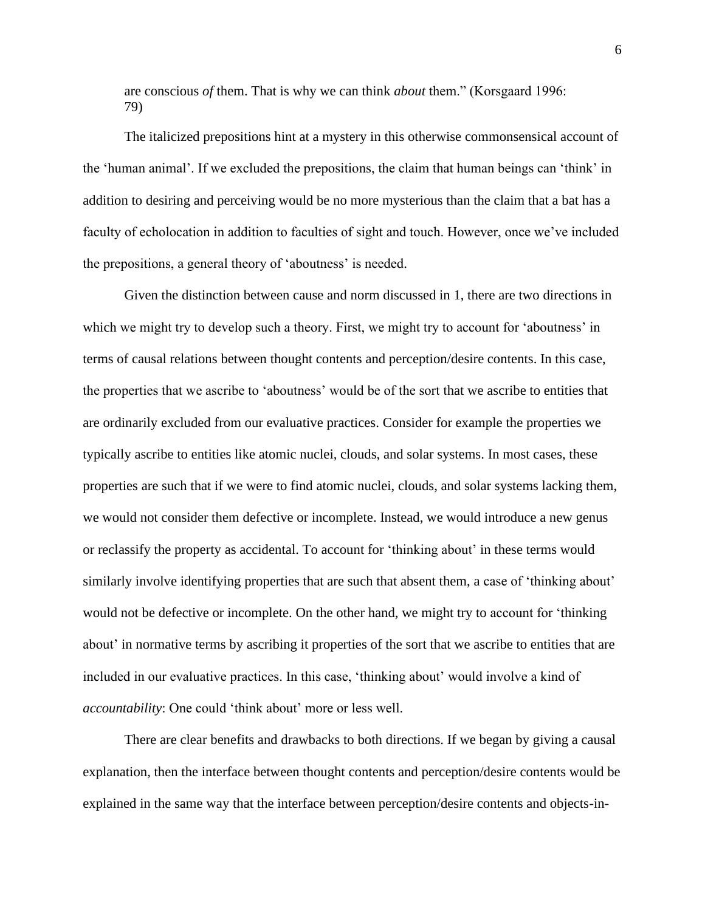are conscious *of* them. That is why we can think *about* them." (Korsgaard 1996: 79)

The italicized prepositions hint at a mystery in this otherwise commonsensical account of the 'human animal'. If we excluded the prepositions, the claim that human beings can 'think' in addition to desiring and perceiving would be no more mysterious than the claim that a bat has a faculty of echolocation in addition to faculties of sight and touch. However, once we've included the prepositions, a general theory of 'aboutness' is needed.

Given the distinction between cause and norm discussed in 1, there are two directions in which we might try to develop such a theory. First, we might try to account for 'aboutness' in terms of causal relations between thought contents and perception/desire contents. In this case, the properties that we ascribe to 'aboutness' would be of the sort that we ascribe to entities that are ordinarily excluded from our evaluative practices. Consider for example the properties we typically ascribe to entities like atomic nuclei, clouds, and solar systems. In most cases, these properties are such that if we were to find atomic nuclei, clouds, and solar systems lacking them, we would not consider them defective or incomplete. Instead, we would introduce a new genus or reclassify the property as accidental. To account for 'thinking about' in these terms would similarly involve identifying properties that are such that absent them, a case of 'thinking about' would not be defective or incomplete. On the other hand, we might try to account for 'thinking about' in normative terms by ascribing it properties of the sort that we ascribe to entities that are included in our evaluative practices. In this case, 'thinking about' would involve a kind of *accountability*: One could 'think about' more or less well.

There are clear benefits and drawbacks to both directions. If we began by giving a causal explanation, then the interface between thought contents and perception/desire contents would be explained in the same way that the interface between perception/desire contents and objects-in-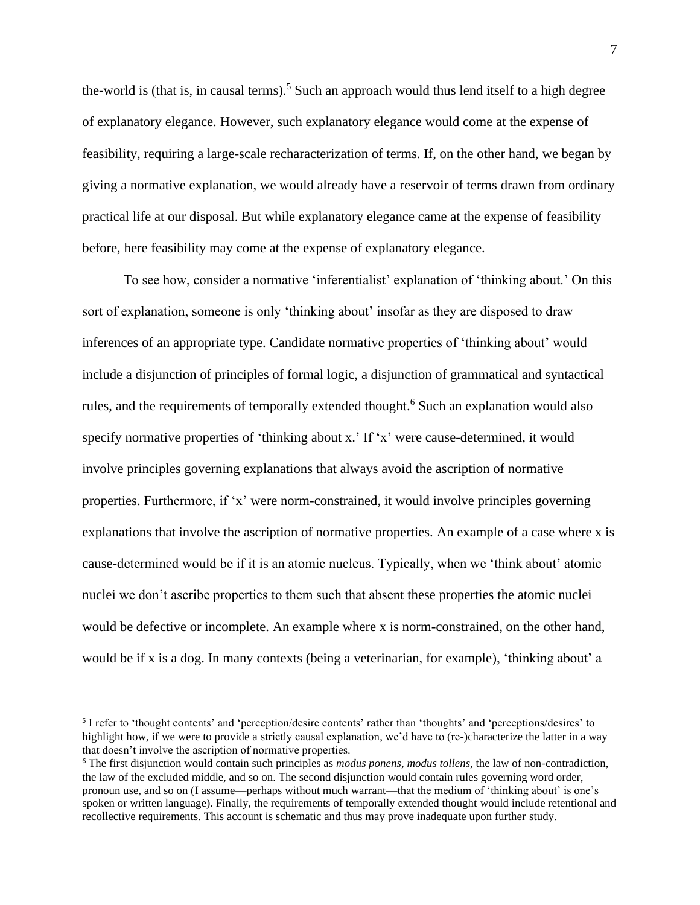the-world is (that is, in causal terms).[5] Such an approach would thus lend itself to a high degree of explanatory elegance. However, such explanatory elegance would come at the expense of feasibility, requiring a large-scale recharacterization of terms. If, on the other hand, we began by giving a normative explanation, we would already have a reservoir of terms drawn from ordinary practical life at our disposal. But while explanatory elegance came at the expense of feasibility before, here feasibility may come at the expense of explanatory elegance.

To see how, consider a normative 'inferentialist' explanation of 'thinking about.' On this sort of explanation, someone is only 'thinking about' insofar as they are disposed to draw inferences of an appropriate type. Candidate normative properties of 'thinking about' would include a disjunction of principles of formal logic, a disjunction of grammatical and syntactical rules, and the requirements of temporally extended thought.[6] Such an explanation would also specify normative properties of 'thinking about x.' If 'x' were cause-determined, it would involve principles governing explanations that always avoid the ascription of normative properties. Furthermore, if 'x' were norm-constrained, it would involve principles governing explanations that involve the ascription of normative properties. An example of a case where x is cause-determined would be if it is an atomic nucleus. Typically, when we 'think about' atomic nuclei we don't ascribe properties to them such that absent these properties the atomic nuclei would be defective or incomplete. An example where x is norm-constrained, on the other hand, would be if x is a dog. In many contexts (being a veterinarian, for example), 'thinking about' a

---

[5] I refer to 'thought contents' and 'perception/desire contents' rather than 'thoughts' and 'perceptions/desires' to highlight how, if we were to provide a strictly causal explanation, we'd have to (re-)characterize the latter in a way that doesn't involve the ascription of normative properties.

[6] The first disjunction would contain such principles as *modus ponens*, *modus tollens*, the law of non-contradiction, the law of the excluded middle, and so on. The second disjunction would contain rules governing word order, pronoun use, and so on (I assume—perhaps without much warrant—that the medium of 'thinking about' is one's spoken or written language). Finally, the requirements of temporally extended thought would include retentional and recollective requirements. This account is schematic and thus may prove inadequate upon further study.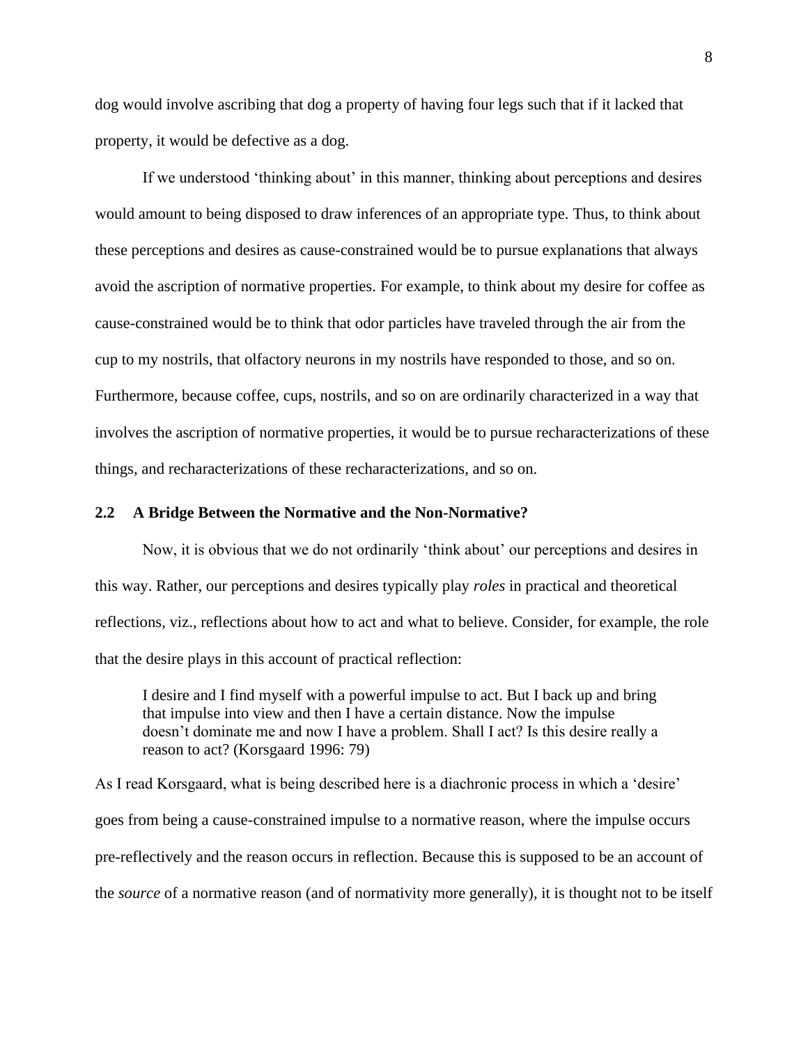dog would involve ascribing that dog a property of having four legs such that if it lacked that property, it would be defective as a dog.

If we understood 'thinking about' in this manner, thinking about perceptions and desires would amount to being disposed to draw inferences of an appropriate type. Thus, to think about these perceptions and desires as cause-constrained would be to pursue explanations that always avoid the ascription of normative properties. For example, to think about my desire for coffee as cause-constrained would be to think that odor particles have traveled through the air from the cup to my nostrils, that olfactory neurons in my nostrils have responded to those, and so on. Furthermore, because coffee, cups, nostrils, and so on are ordinarily characterized in a way that involves the ascription of normative properties, it would be to pursue recharacterizations of these things, and recharacterizations of these recharacterizations, and so on.

### 2.2 A Bridge Between the Normative and the Non-Normative?

Now, it is obvious that we do not ordinarily 'think about' our perceptions and desires in this way. Rather, our perceptions and desires typically play *roles* in practical and theoretical reflections, viz., reflections about how to act and what to believe. Consider, for example, the role that the desire plays in this account of practical reflection:

> I desire and I find myself with a powerful impulse to act. But I back up and bring that impulse into view and then I have a certain distance. Now the impulse doesn't dominate me and now I have a problem. Shall I act? Is this desire really a reason to act? (Korsgaard 1996: 79)

As I read Korsgaard, what is being described here is a diachronic process in which a 'desire' goes from being a cause-constrained impulse to a normative reason, where the impulse occurs pre-reflectively and the reason occurs in reflection. Because this is supposed to be an account of the *source* of a normative reason (and of normativity more generally), it is thought not to be itself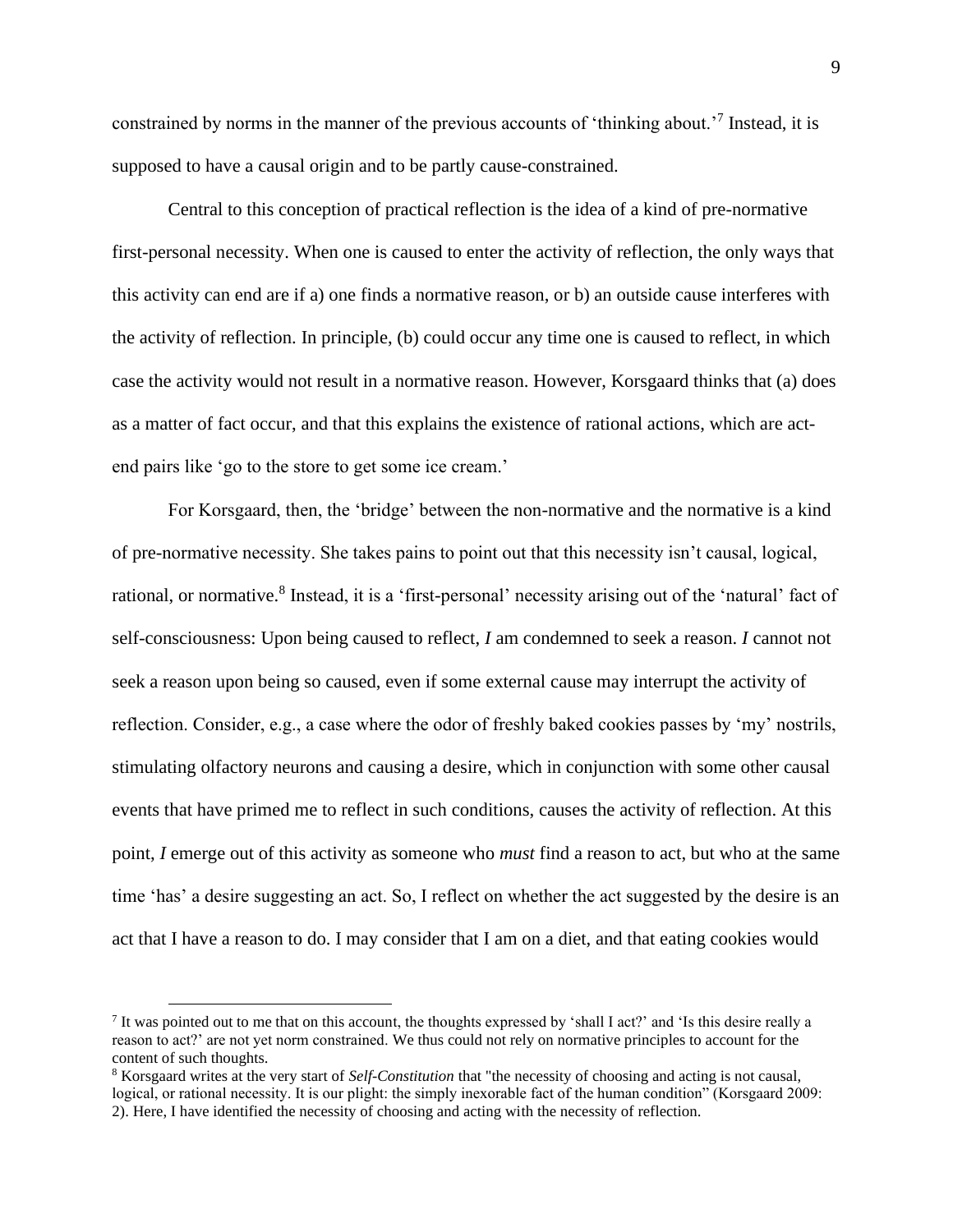constrained by norms in the manner of the previous accounts of 'thinking about.'[7] Instead, it is supposed to have a causal origin and to be partly cause-constrained.

Central to this conception of practical reflection is the idea of a kind of pre-normative first-personal necessity. When one is caused to enter the activity of reflection, the only ways that this activity can end are if a) one finds a normative reason, or b) an outside cause interferes with the activity of reflection. In principle, (b) could occur any time one is caused to reflect, in which case the activity would not result in a normative reason. However, Korsgaard thinks that (a) does as a matter of fact occur, and that this explains the existence of rational actions, which are act-end pairs like 'go to the store to get some ice cream.'

For Korsgaard, then, the 'bridge' between the non-normative and the normative is a kind of pre-normative necessity. She takes pains to point out that this necessity isn't causal, logical, rational, or normative.[8] Instead, it is a 'first-personal' necessity arising out of the 'natural' fact of self-consciousness: Upon being caused to reflect, *I* am condemned to seek a reason. *I* cannot not seek a reason upon being so caused, even if some external cause may interrupt the activity of reflection. Consider, e.g., a case where the odor of freshly baked cookies passes by 'my' nostrils, stimulating olfactory neurons and causing a desire, which in conjunction with some other causal events that have primed me to reflect in such conditions, causes the activity of reflection. At this point, *I* emerge out of this activity as someone who *must* find a reason to act, but who at the same time 'has' a desire suggesting an act. So, I reflect on whether the act suggested by the desire is an act that I have a reason to do. I may consider that I am on a diet, and that eating cookies would

---

[7] It was pointed out to me that on this account, the thoughts expressed by 'shall I act?' and 'Is this desire really a reason to act?' are not yet norm constrained. We thus could not rely on normative principles to account for the content of such thoughts.

[8] Korsgaard writes at the very start of *Self-Constitution* that "the necessity of choosing and acting is not causal, logical, or rational necessity. It is our plight: the simply inexorable fact of the human condition" (Korsgaard 2009: 2). Here, I have identified the necessity of choosing and acting with the necessity of reflection.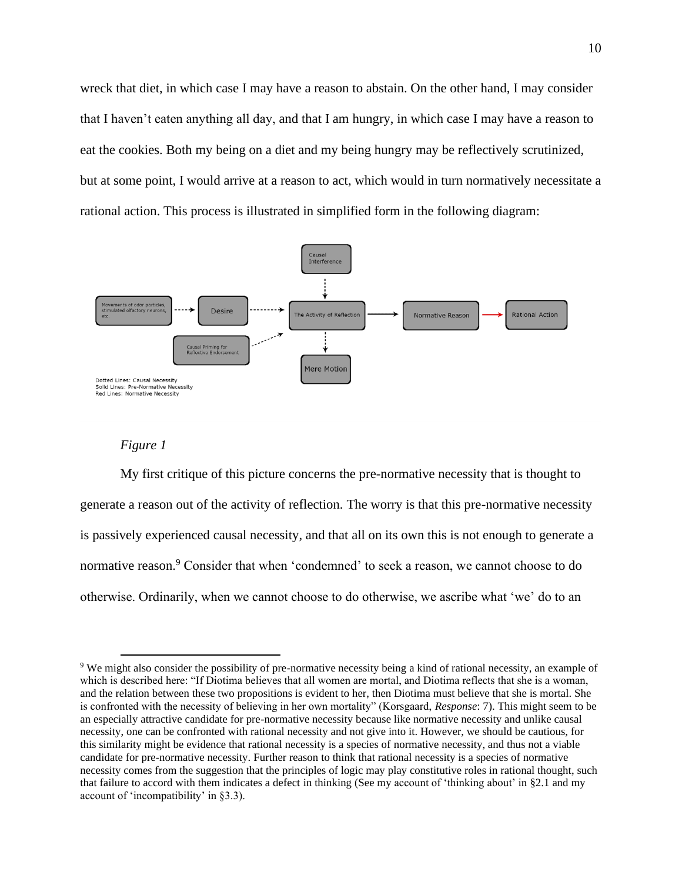wreck that diet, in which case I may have a reason to abstain. On the other hand, I may consider that I haven't eaten anything all day, and that I am hungry, in which case I may have a reason to eat the cookies. Both my being on a diet and my being hungry may be reflectively scrutinized, but at some point, I would arrive at a reason to act, which would in turn normatively necessitate a rational action. This process is illustrated in simplified form in the following diagram:

*Figure 1*

My first critique of this picture concerns the pre-normative necessity that is thought to generate a reason out of the activity of reflection. The worry is that this pre-normative necessity is passively experienced causal necessity, and that all on its own this is not enough to generate a normative reason.[9] Consider that when 'condemned' to seek a reason, we cannot choose to do otherwise. Ordinarily, when we cannot choose to do otherwise, we ascribe what 'we' do to an

[9] We might also consider the possibility of pre-normative necessity being a kind of rational necessity, an example of which is described here: "If Diotima believes that all women are mortal, and Diotima reflects that she is a woman, and the relation between these two propositions is evident to her, then Diotima must believe that she is mortal. She is confronted with the necessity of believing in her own mortality" (Korsgaard, *Response*: 7). This might seem to be an especially attractive candidate for pre-normative necessity because like normative necessity and unlike causal necessity, one can be confronted with rational necessity and not give into it. However, we should be cautious, for this similarity might be evidence that rational necessity is a species of normative necessity, and thus not a viable candidate for pre-normative necessity. Further reason to think that rational necessity is a species of normative necessity comes from the suggestion that the principles of logic may play constitutive roles in rational thought, such that failure to accord with them indicates a defect in thinking (See my account of 'thinking about' in §2.1 and my account of 'incompatibility' in §3.3).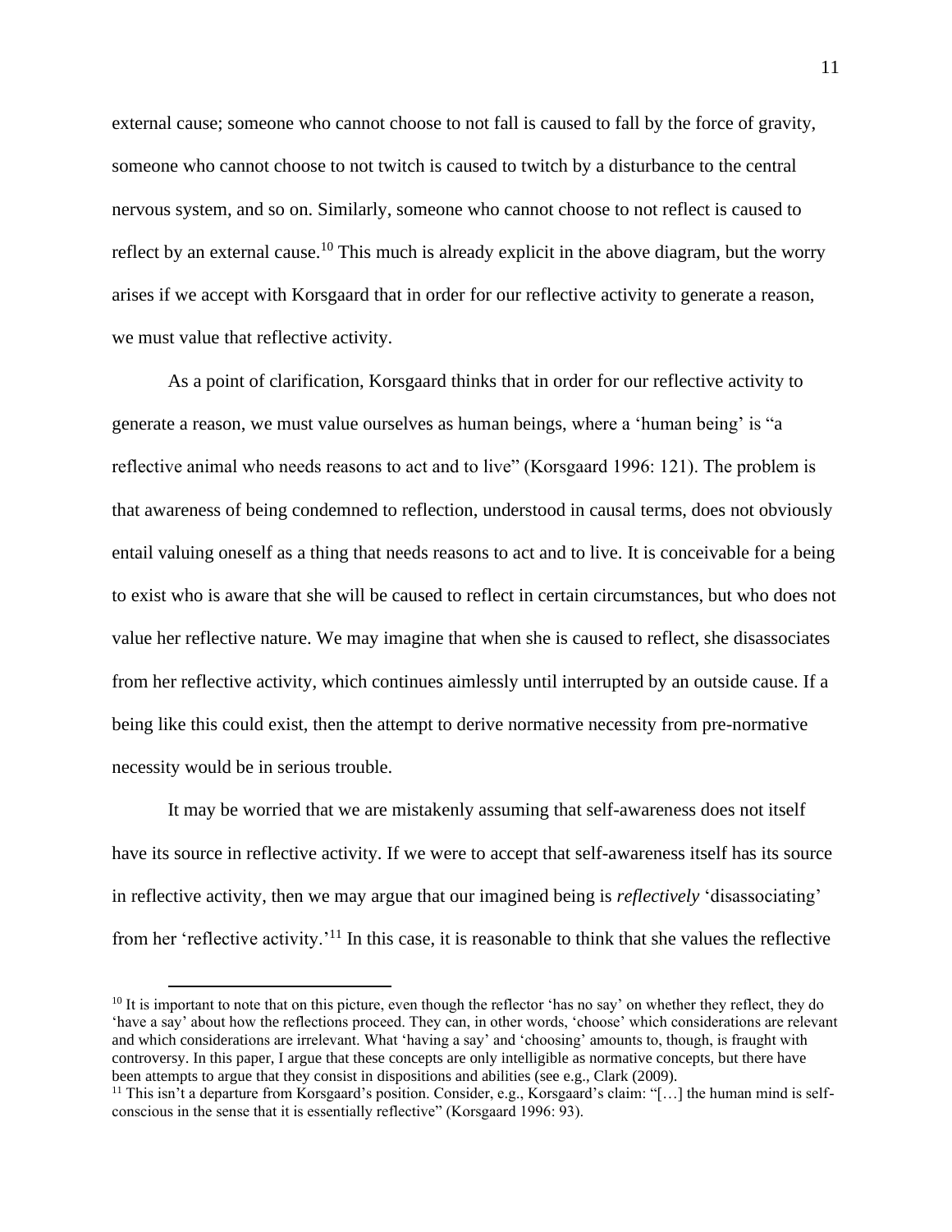external cause; someone who cannot choose to not fall is caused to fall by the force of gravity, someone who cannot choose to not twitch is caused to twitch by a disturbance to the central nervous system, and so on. Similarly, someone who cannot choose to not reflect is caused to reflect by an external cause.[10] This much is already explicit in the above diagram, but the worry arises if we accept with Korsgaard that in order for our reflective activity to generate a reason, we must value that reflective activity.

As a point of clarification, Korsgaard thinks that in order for our reflective activity to generate a reason, we must value ourselves as human beings, where a 'human being' is "a reflective animal who needs reasons to act and to live" (Korsgaard 1996: 121). The problem is that awareness of being condemned to reflection, understood in causal terms, does not obviously entail valuing oneself as a thing that needs reasons to act and to live. It is conceivable for a being to exist who is aware that she will be caused to reflect in certain circumstances, but who does not value her reflective nature. We may imagine that when she is caused to reflect, she disassociates from her reflective activity, which continues aimlessly until interrupted by an outside cause. If a being like this could exist, then the attempt to derive normative necessity from pre-normative necessity would be in serious trouble.

It may be worried that we are mistakenly assuming that self-awareness does not itself have its source in reflective activity. If we were to accept that self-awareness itself has its source in reflective activity, then we may argue that our imagined being is *reflectively* 'disassociating' from her 'reflective activity.'[11] In this case, it is reasonable to think that she values the reflective

[10] It is important to note that on this picture, even though the reflector 'has no say' on whether they reflect, they do 'have a say' about how the reflections proceed. They can, in other words, 'choose' which considerations are relevant and which considerations are irrelevant. What 'having a say' and 'choosing' amounts to, though, is fraught with controversy. In this paper, I argue that these concepts are only intelligible as normative concepts, but there have been attempts to argue that they consist in dispositions and abilities (see e.g., Clark (2009).

[11] This isn't a departure from Korsgaard's position. Consider, e.g., Korsgaard's claim: "[…] the human mind is self-conscious in the sense that it is essentially reflective" (Korsgaard 1996: 93).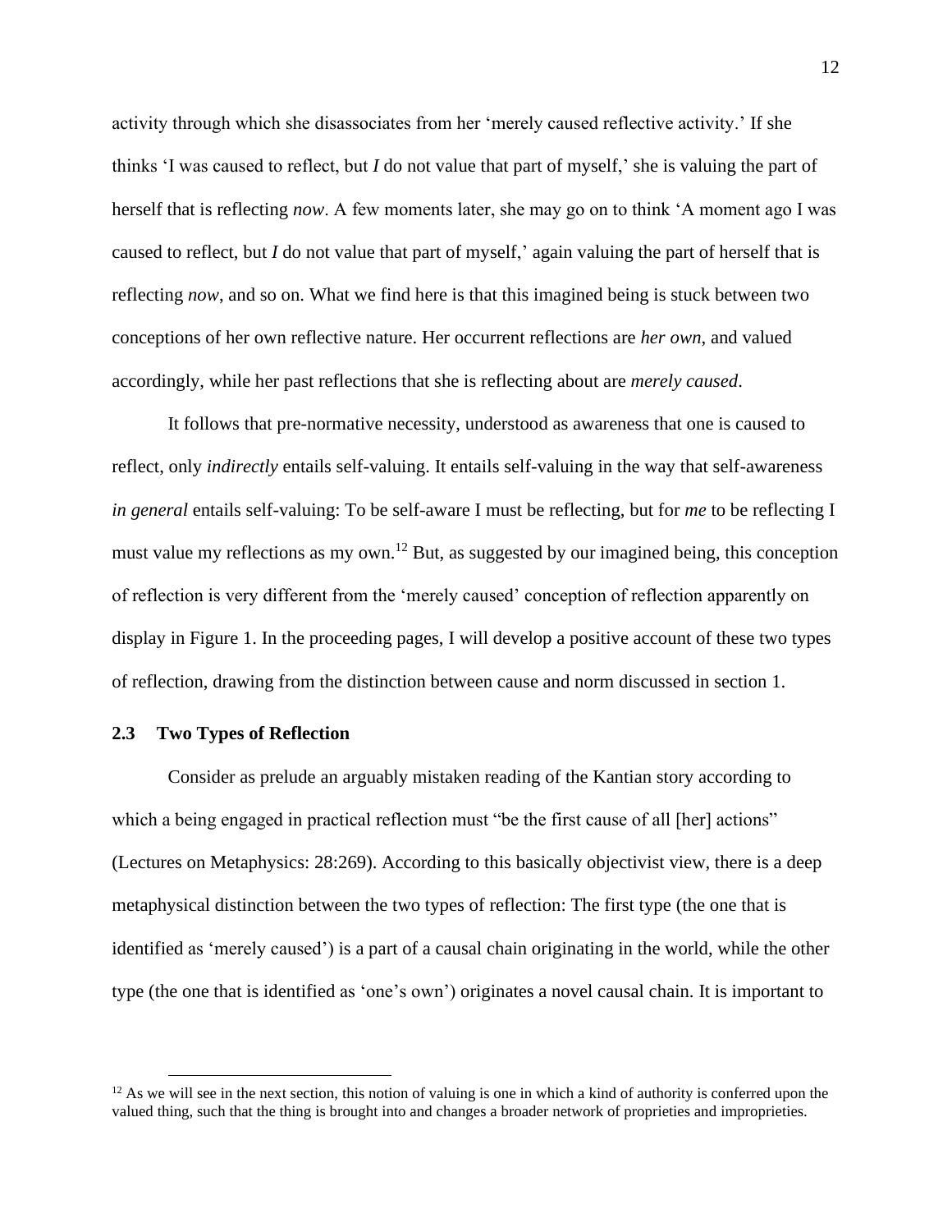activity through which she disassociates from her 'merely caused reflective activity.' If she thinks 'I was caused to reflect, but *I* do not value that part of myself,' she is valuing the part of herself that is reflecting *now*. A few moments later, she may go on to think 'A moment ago I was caused to reflect, but *I* do not value that part of myself,' again valuing the part of herself that is reflecting *now*, and so on. What we find here is that this imagined being is stuck between two conceptions of her own reflective nature. Her occurrent reflections are *her own*, and valued accordingly, while her past reflections that she is reflecting about are *merely caused*.

It follows that pre-normative necessity, understood as awareness that one is caused to reflect, only *indirectly* entails self-valuing. It entails self-valuing in the way that self-awareness *in general* entails self-valuing: To be self-aware I must be reflecting, but for *me* to be reflecting I must value my reflections as my own.[12] But, as suggested by our imagined being, this conception of reflection is very different from the 'merely caused' conception of reflection apparently on display in Figure 1. In the proceeding pages, I will develop a positive account of these two types of reflection, drawing from the distinction between cause and norm discussed in section 1.

### 2.3 Two Types of Reflection

Consider as prelude an arguably mistaken reading of the Kantian story according to which a being engaged in practical reflection must "be the first cause of all [her] actions" (Lectures on Metaphysics: 28:269). According to this basically objectivist view, there is a deep metaphysical distinction between the two types of reflection: The first type (the one that is identified as 'merely caused') is a part of a causal chain originating in the world, while the other type (the one that is identified as 'one's own') originates a novel causal chain. It is important to

[12] As we will see in the next section, this notion of valuing is one in which a kind of authority is conferred upon the valued thing, such that the thing is brought into and changes a broader network of proprieties and improprieties.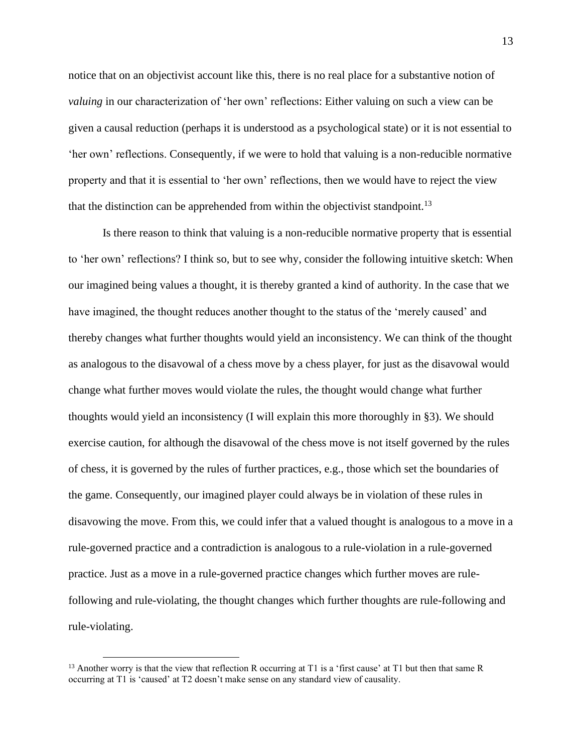notice that on an objectivist account like this, there is no real place for a substantive notion of *valuing* in our characterization of 'her own' reflections: Either valuing on such a view can be given a causal reduction (perhaps it is understood as a psychological state) or it is not essential to 'her own' reflections. Consequently, if we were to hold that valuing is a non-reducible normative property and that it is essential to 'her own' reflections, then we would have to reject the view that the distinction can be apprehended from within the objectivist standpoint.[13]

Is there reason to think that valuing is a non-reducible normative property that is essential to 'her own' reflections? I think so, but to see why, consider the following intuitive sketch: When our imagined being values a thought, it is thereby granted a kind of authority. In the case that we have imagined, the thought reduces another thought to the status of the 'merely caused' and thereby changes what further thoughts would yield an inconsistency. We can think of the thought as analogous to the disavowal of a chess move by a chess player, for just as the disavowal would change what further moves would violate the rules, the thought would change what further thoughts would yield an inconsistency (I will explain this more thoroughly in §3). We should exercise caution, for although the disavowal of the chess move is not itself governed by the rules of chess, it is governed by the rules of further practices, e.g., those which set the boundaries of the game. Consequently, our imagined player could always be in violation of these rules in disavowing the move. From this, we could infer that a valued thought is analogous to a move in a rule-governed practice and a contradiction is analogous to a rule-violation in a rule-governed practice. Just as a move in a rule-governed practice changes which further moves are rule-following and rule-violating, the thought changes which further thoughts are rule-following and rule-violating.

[13] Another worry is that the view that reflection R occurring at T1 is a 'first cause' at T1 but then that same R occurring at T1 is 'caused' at T2 doesn't make sense on any standard view of causality.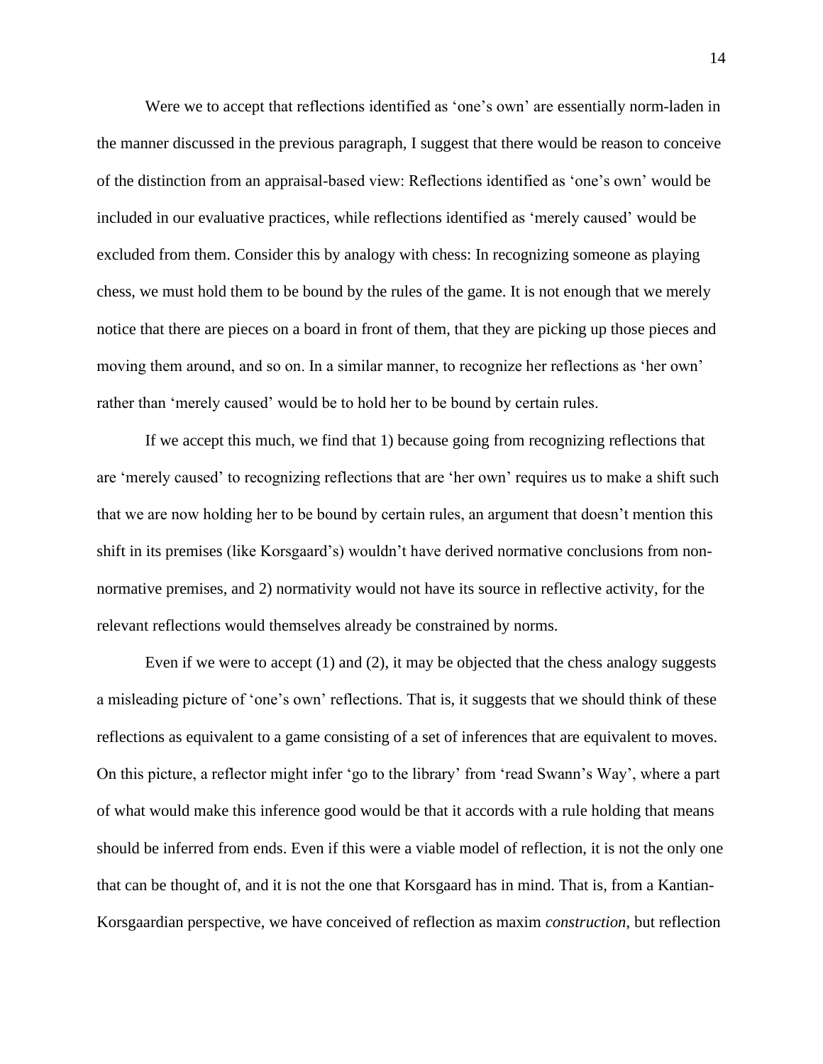Were we to accept that reflections identified as 'one's own' are essentially norm-laden in the manner discussed in the previous paragraph, I suggest that there would be reason to conceive of the distinction from an appraisal-based view: Reflections identified as 'one's own' would be included in our evaluative practices, while reflections identified as 'merely caused' would be excluded from them. Consider this by analogy with chess: In recognizing someone as playing chess, we must hold them to be bound by the rules of the game. It is not enough that we merely notice that there are pieces on a board in front of them, that they are picking up those pieces and moving them around, and so on. In a similar manner, to recognize her reflections as 'her own' rather than 'merely caused' would be to hold her to be bound by certain rules.

If we accept this much, we find that 1) because going from recognizing reflections that are 'merely caused' to recognizing reflections that are 'her own' requires us to make a shift such that we are now holding her to be bound by certain rules, an argument that doesn't mention this shift in its premises (like Korsgaard's) wouldn't have derived normative conclusions from non-normative premises, and 2) normativity would not have its source in reflective activity, for the relevant reflections would themselves already be constrained by norms.

Even if we were to accept (1) and (2), it may be objected that the chess analogy suggests a misleading picture of 'one's own' reflections. That is, it suggests that we should think of these reflections as equivalent to a game consisting of a set of inferences that are equivalent to moves. On this picture, a reflector might infer 'go to the library' from 'read Swann's Way', where a part of what would make this inference good would be that it accords with a rule holding that means should be inferred from ends. Even if this were a viable model of reflection, it is not the only one that can be thought of, and it is not the one that Korsgaard has in mind. That is, from a Kantian-Korsgaardian perspective, we have conceived of reflection as maxim *construction*, but reflection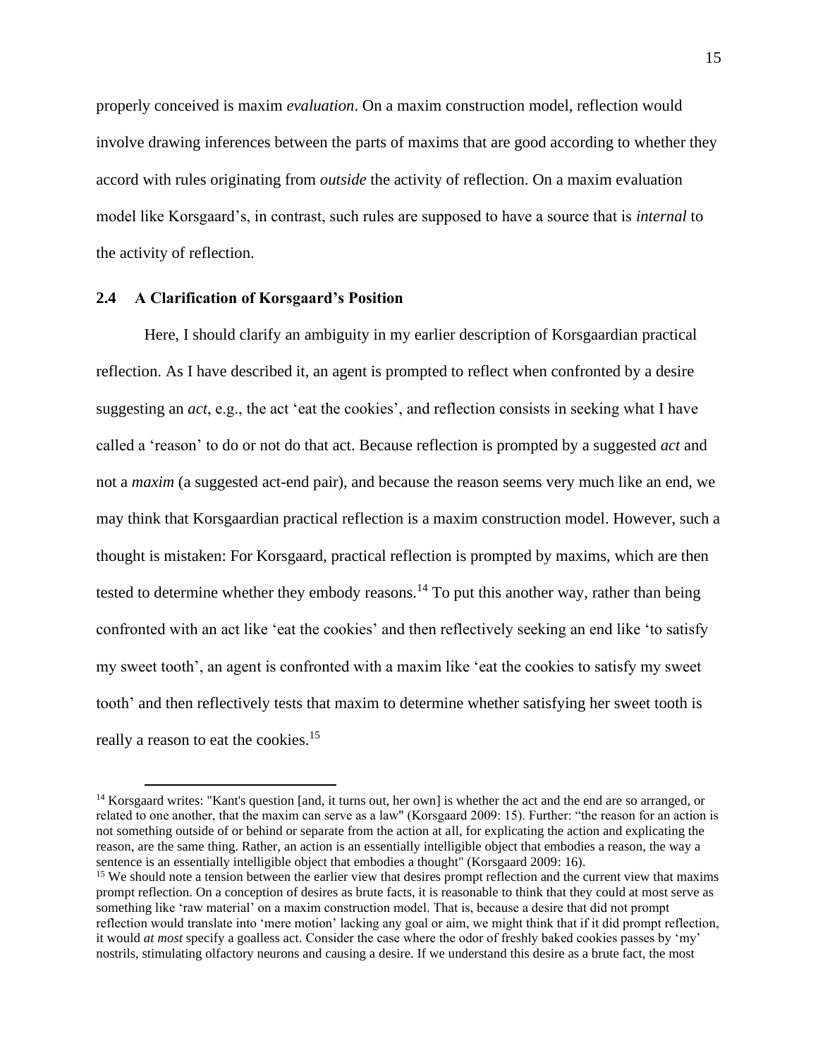properly conceived is maxim *evaluation*. On a maxim construction model, reflection would involve drawing inferences between the parts of maxims that are good according to whether they accord with rules originating from *outside* the activity of reflection. On a maxim evaluation model like Korsgaard's, in contrast, such rules are supposed to have a source that is *internal* to the activity of reflection.

### 2.4 A Clarification of Korsgaard's Position

Here, I should clarify an ambiguity in my earlier description of Korsgaardian practical reflection. As I have described it, an agent is prompted to reflect when confronted by a desire suggesting an *act*, e.g., the act 'eat the cookies', and reflection consists in seeking what I have called a 'reason' to do or not do that act. Because reflection is prompted by a suggested *act* and not a *maxim* (a suggested act-end pair), and because the reason seems very much like an end, we may think that Korsgaardian practical reflection is a maxim construction model. However, such a thought is mistaken: For Korsgaard, practical reflection is prompted by maxims, which are then tested to determine whether they embody reasons.[14] To put this another way, rather than being confronted with an act like 'eat the cookies' and then reflectively seeking an end like 'to satisfy my sweet tooth', an agent is confronted with a maxim like 'eat the cookies to satisfy my sweet tooth' and then reflectively tests that maxim to determine whether satisfying her sweet tooth is really a reason to eat the cookies.[15]

---

[14] Korsgaard writes: "Kant's question [and, it turns out, her own] is whether the act and the end are so arranged, or related to one another, that the maxim can serve as a law" (Korsgaard 2009: 15). Further: "the reason for an action is not something outside of or behind or separate from the action at all, for explicating the action and explicating the reason, are the same thing. Rather, an action is an essentially intelligible object that embodies a reason, the way a sentence is an essentially intelligible object that embodies a thought" (Korsgaard 2009: 16).

[15] We should note a tension between the earlier view that desires prompt reflection and the current view that maxims prompt reflection. On a conception of desires as brute facts, it is reasonable to think that they could at most serve as something like 'raw material' on a maxim construction model. That is, because a desire that did not prompt reflection would translate into 'mere motion' lacking any goal or aim, we might think that if it did prompt reflection, it would *at most* specify a goalless act. Consider the case where the odor of freshly baked cookies passes by 'my' nostrils, stimulating olfactory neurons and causing a desire. If we understand this desire as a brute fact, the most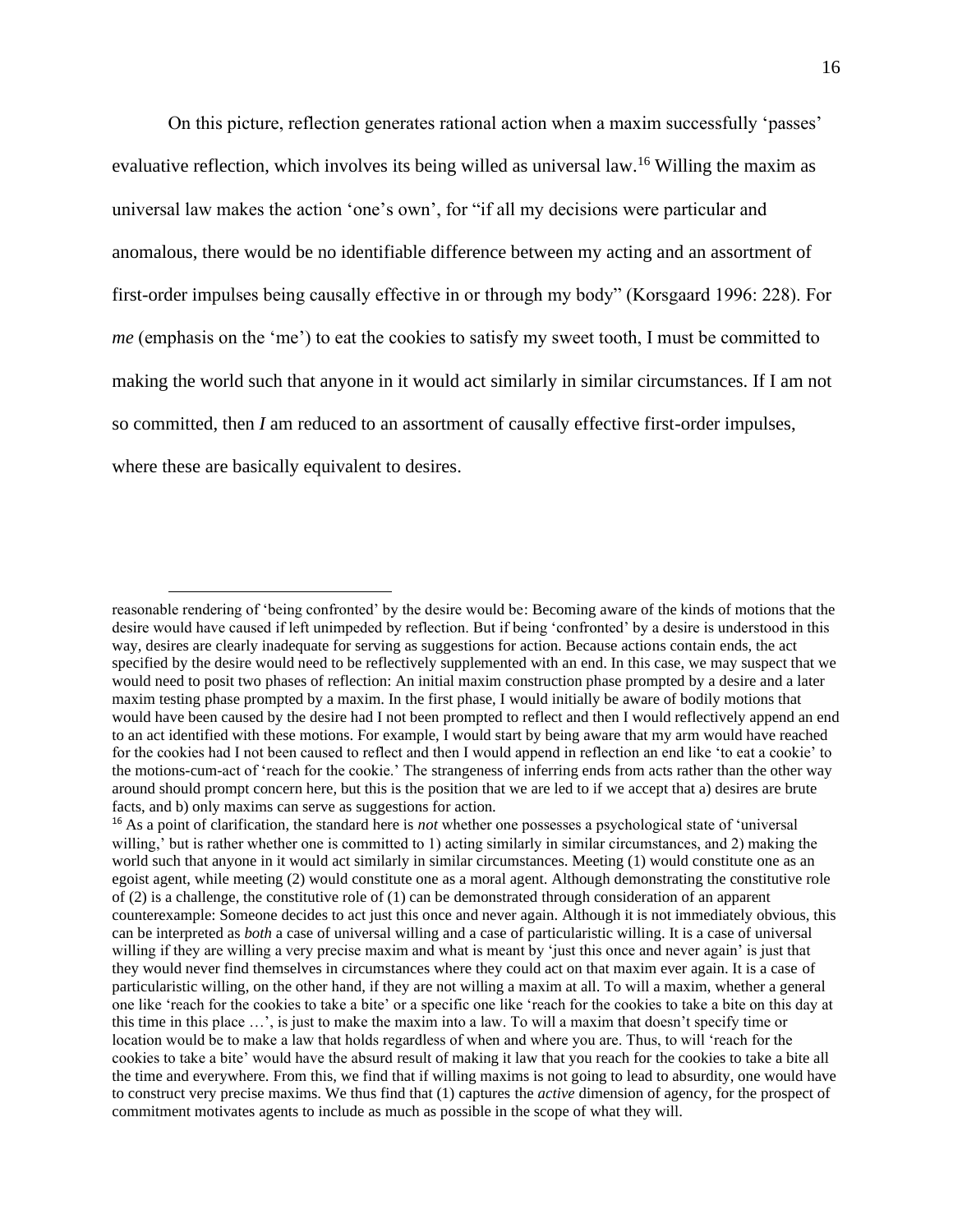On this picture, reflection generates rational action when a maxim successfully 'passes' evaluative reflection, which involves its being willed as universal law.[16] Willing the maxim as universal law makes the action 'one's own', for "if all my decisions were particular and anomalous, there would be no identifiable difference between my acting and an assortment of first-order impulses being causally effective in or through my body" (Korsgaard 1996: 228). For *me* (emphasis on the 'me') to eat the cookies to satisfy my sweet tooth, I must be committed to making the world such that anyone in it would act similarly in similar circumstances. If I am not so committed, then *I* am reduced to an assortment of causally effective first-order impulses, where these are basically equivalent to desires.

---

reasonable rendering of 'being confronted' by the desire would be: Becoming aware of the kinds of motions that the desire would have caused if left unimpeded by reflection. But if being 'confronted' by a desire is understood in this way, desires are clearly inadequate for serving as suggestions for action. Because actions contain ends, the act specified by the desire would need to be reflectively supplemented with an end. In this case, we may suspect that we would need to posit two phases of reflection: An initial maxim construction phase prompted by a desire and a later maxim testing phase prompted by a maxim. In the first phase, I would initially be aware of bodily motions that would have been caused by the desire had I not been prompted to reflect and then I would reflectively append an end to an act identified with these motions. For example, I would start by being aware that my arm would have reached for the cookies had I not been caused to reflect and then I would append in reflection an end like 'to eat a cookie' to the motions-cum-act of 'reach for the cookie.' The strangeness of inferring ends from acts rather than the other way around should prompt concern here, but this is the position that we are led to if we accept that a) desires are brute facts, and b) only maxims can serve as suggestions for action.

[16] As a point of clarification, the standard here is *not* whether one possesses a psychological state of 'universal willing,' but is rather whether one is committed to 1) acting similarly in similar circumstances, and 2) making the world such that anyone in it would act similarly in similar circumstances. Meeting (1) would constitute one as an egoist agent, while meeting (2) would constitute one as a moral agent. Although demonstrating the constitutive role of (2) is a challenge, the constitutive role of (1) can be demonstrated through consideration of an apparent counterexample: Someone decides to act just this once and never again. Although it is not immediately obvious, this can be interpreted as *both* a case of universal willing and a case of particularistic willing. It is a case of universal willing if they are willing a very precise maxim and what is meant by 'just this once and never again' is just that they would never find themselves in circumstances where they could act on that maxim ever again. It is a case of particularistic willing, on the other hand, if they are not willing a maxim at all. To will a maxim, whether a general one like 'reach for the cookies to take a bite' or a specific one like 'reach for the cookies to take a bite on this day at this time in this place …', is just to make the maxim into a law. To will a maxim that doesn't specify time or location would be to make a law that holds regardless of when and where you are. Thus, to will 'reach for the cookies to take a bite' would have the absurd result of making it law that you reach for the cookies to take a bite all the time and everywhere. From this, we find that if willing maxims is not going to lead to absurdity, one would have to construct very precise maxims. We thus find that (1) captures the *active* dimension of agency, for the prospect of commitment motivates agents to include as much as possible in the scope of what they will.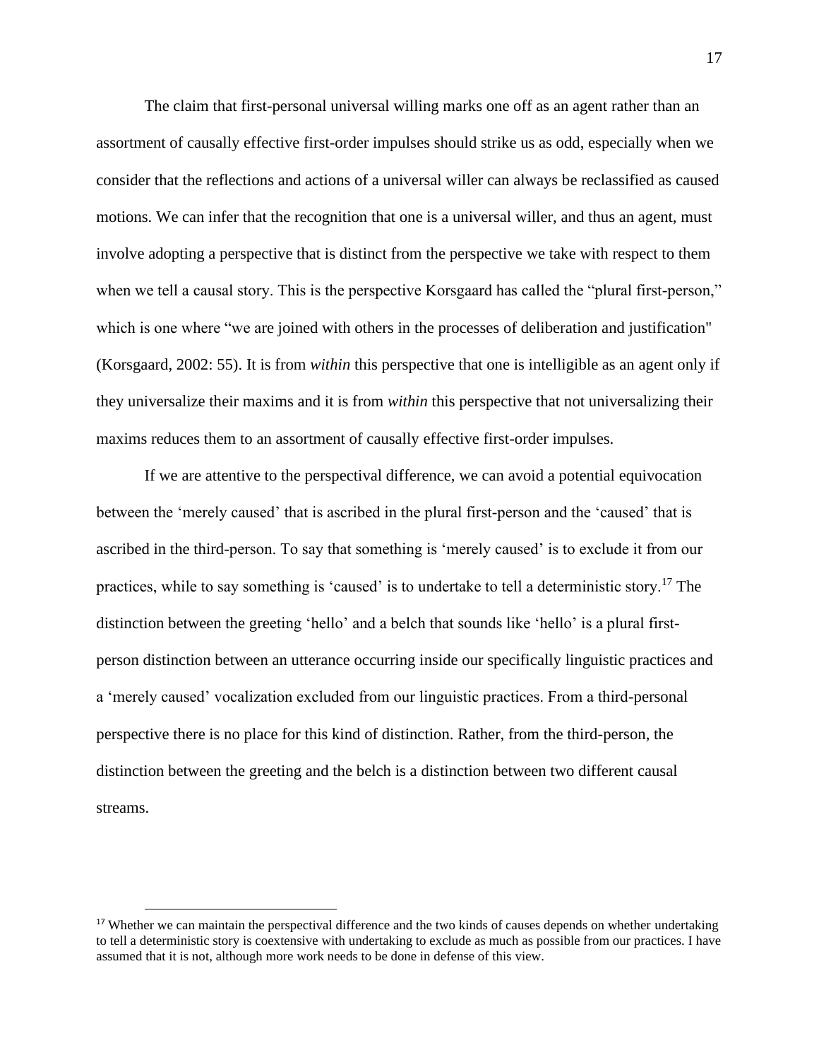The claim that first-personal universal willing marks one off as an agent rather than an assortment of causally effective first-order impulses should strike us as odd, especially when we consider that the reflections and actions of a universal willer can always be reclassified as caused motions. We can infer that the recognition that one is a universal willer, and thus an agent, must involve adopting a perspective that is distinct from the perspective we take with respect to them when we tell a causal story. This is the perspective Korsgaard has called the "plural first-person," which is one where "we are joined with others in the processes of deliberation and justification" (Korsgaard, 2002: 55). It is from *within* this perspective that one is intelligible as an agent only if they universalize their maxims and it is from *within* this perspective that not universalizing their maxims reduces them to an assortment of causally effective first-order impulses.

If we are attentive to the perspectival difference, we can avoid a potential equivocation between the 'merely caused' that is ascribed in the plural first-person and the 'caused' that is ascribed in the third-person. To say that something is 'merely caused' is to exclude it from our practices, while to say something is 'caused' is to undertake to tell a deterministic story.[17] The distinction between the greeting 'hello' and a belch that sounds like 'hello' is a plural first-person distinction between an utterance occurring inside our specifically linguistic practices and a 'merely caused' vocalization excluded from our linguistic practices. From a third-personal perspective there is no place for this kind of distinction. Rather, from the third-person, the distinction between the greeting and the belch is a distinction between two different causal streams.

[17] Whether we can maintain the perspectival difference and the two kinds of causes depends on whether undertaking to tell a deterministic story is coextensive with undertaking to exclude as much as possible from our practices. I have assumed that it is not, although more work needs to be done in defense of this view.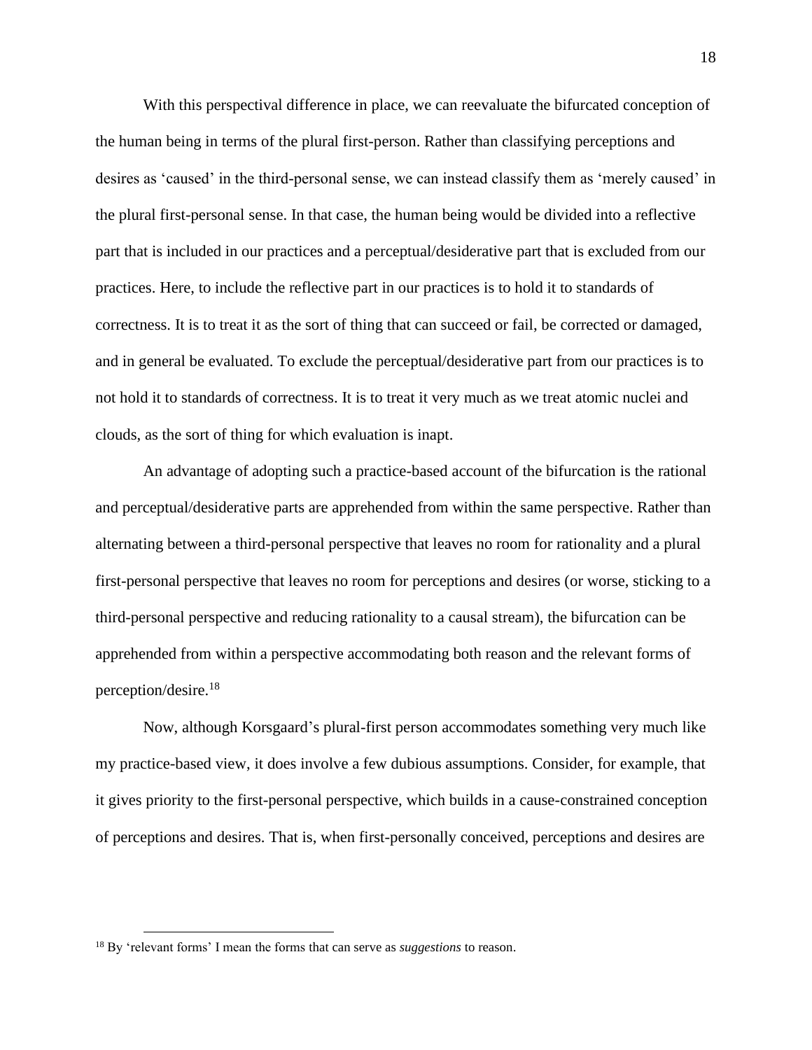With this perspectival difference in place, we can reevaluate the bifurcated conception of the human being in terms of the plural first-person. Rather than classifying perceptions and desires as 'caused' in the third-personal sense, we can instead classify them as 'merely caused' in the plural first-personal sense. In that case, the human being would be divided into a reflective part that is included in our practices and a perceptual/desiderative part that is excluded from our practices. Here, to include the reflective part in our practices is to hold it to standards of correctness. It is to treat it as the sort of thing that can succeed or fail, be corrected or damaged, and in general be evaluated. To exclude the perceptual/desiderative part from our practices is to not hold it to standards of correctness. It is to treat it very much as we treat atomic nuclei and clouds, as the sort of thing for which evaluation is inapt.

An advantage of adopting such a practice-based account of the bifurcation is the rational and perceptual/desiderative parts are apprehended from within the same perspective. Rather than alternating between a third-personal perspective that leaves no room for rationality and a plural first-personal perspective that leaves no room for perceptions and desires (or worse, sticking to a third-personal perspective and reducing rationality to a causal stream), the bifurcation can be apprehended from within a perspective accommodating both reason and the relevant forms of perception/desire.[18]

Now, although Korsgaard's plural-first person accommodates something very much like my practice-based view, it does involve a few dubious assumptions. Consider, for example, that it gives priority to the first-personal perspective, which builds in a cause-constrained conception of perceptions and desires. That is, when first-personally conceived, perceptions and desires are

[18] By 'relevant forms' I mean the forms that can serve as *suggestions* to reason.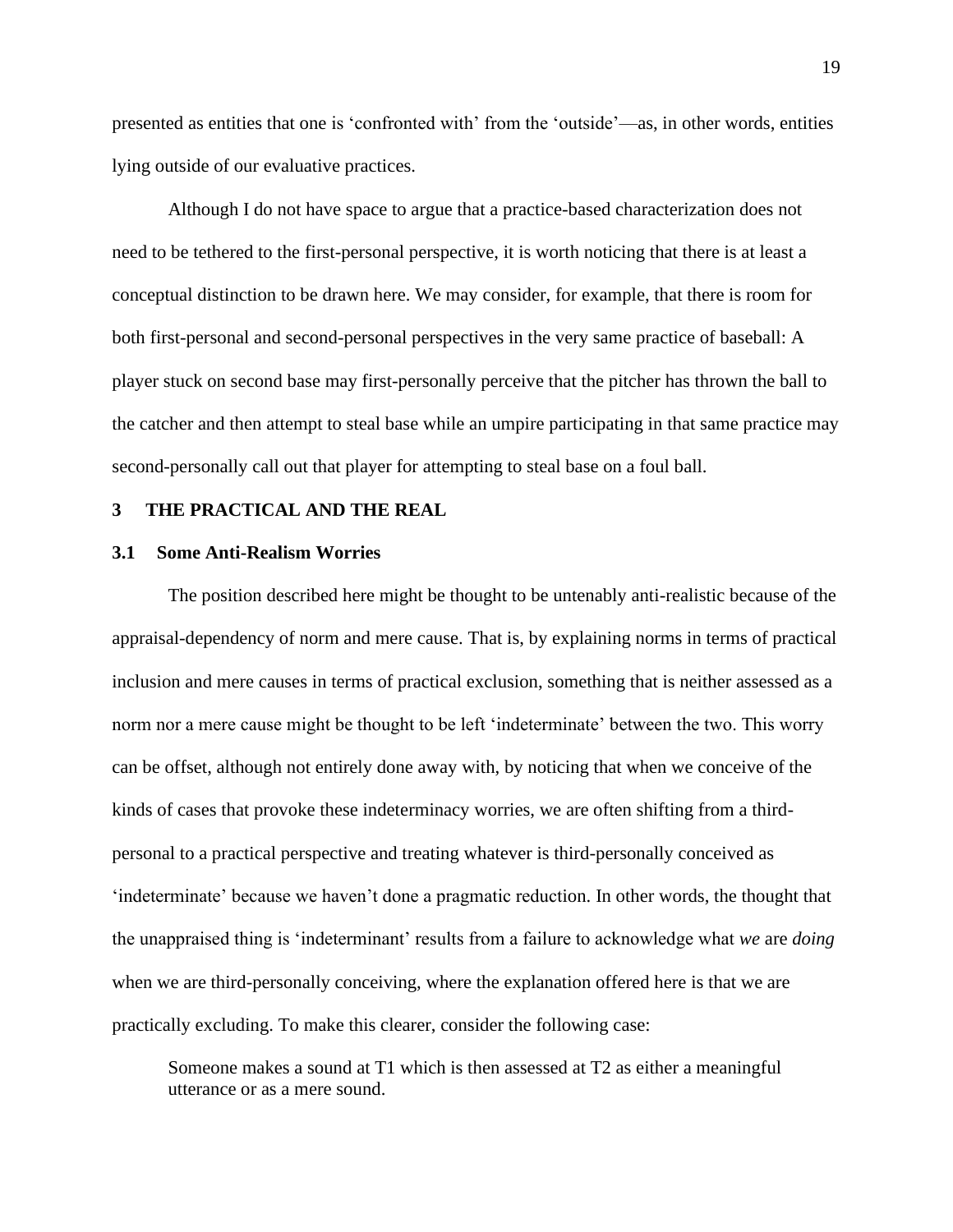presented as entities that one is 'confronted with' from the 'outside'—as, in other words, entities lying outside of our evaluative practices.

Although I do not have space to argue that a practice-based characterization does not need to be tethered to the first-personal perspective, it is worth noticing that there is at least a conceptual distinction to be drawn here. We may consider, for example, that there is room for both first-personal and second-personal perspectives in the very same practice of baseball: A player stuck on second base may first-personally perceive that the pitcher has thrown the ball to the catcher and then attempt to steal base while an umpire participating in that same practice may second-personally call out that player for attempting to steal base on a foul ball.

## 3 THE PRACTICAL AND THE REAL

### 3.1 Some Anti-Realism Worries

The position described here might be thought to be untenably anti-realistic because of the appraisal-dependency of norm and mere cause. That is, by explaining norms in terms of practical inclusion and mere causes in terms of practical exclusion, something that is neither assessed as a norm nor a mere cause might be thought to be left 'indeterminate' between the two. This worry can be offset, although not entirely done away with, by noticing that when we conceive of the kinds of cases that provoke these indeterminacy worries, we are often shifting from a third-personal to a practical perspective and treating whatever is third-personally conceived as 'indeterminate' because we haven't done a pragmatic reduction. In other words, the thought that the unappraised thing is 'indeterminant' results from a failure to acknowledge what *we* are *doing* when we are third-personally conceiving, where the explanation offered here is that we are practically excluding. To make this clearer, consider the following case:

> Someone makes a sound at T1 which is then assessed at T2 as either a meaningful utterance or as a mere sound.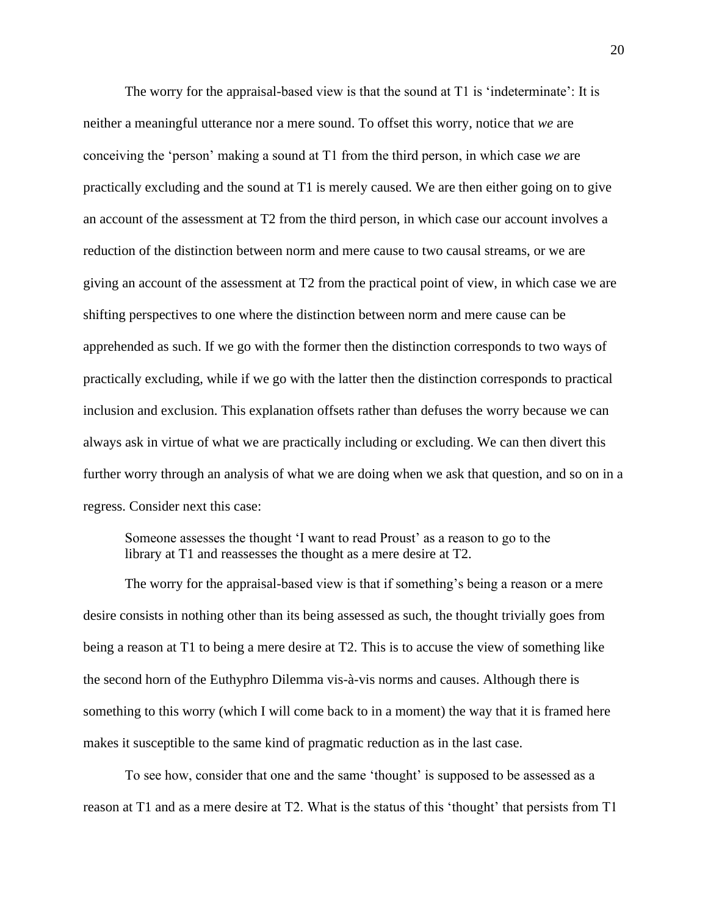The worry for the appraisal-based view is that the sound at T1 is 'indeterminate': It is neither a meaningful utterance nor a mere sound. To offset this worry, notice that *we* are conceiving the 'person' making a sound at T1 from the third person, in which case *we* are practically excluding and the sound at T1 is merely caused. We are then either going on to give an account of the assessment at T2 from the third person, in which case our account involves a reduction of the distinction between norm and mere cause to two causal streams, or we are giving an account of the assessment at T2 from the practical point of view, in which case we are shifting perspectives to one where the distinction between norm and mere cause can be apprehended as such. If we go with the former then the distinction corresponds to two ways of practically excluding, while if we go with the latter then the distinction corresponds to practical inclusion and exclusion. This explanation offsets rather than defuses the worry because we can always ask in virtue of what we are practically including or excluding. We can then divert this further worry through an analysis of what we are doing when we ask that question, and so on in a regress. Consider next this case:

> Someone assesses the thought 'I want to read Proust' as a reason to go to the library at T1 and reassesses the thought as a mere desire at T2.

The worry for the appraisal-based view is that if something's being a reason or a mere desire consists in nothing other than its being assessed as such, the thought trivially goes from being a reason at T1 to being a mere desire at T2. This is to accuse the view of something like the second horn of the Euthyphro Dilemma vis-à-vis norms and causes. Although there is something to this worry (which I will come back to in a moment) the way that it is framed here makes it susceptible to the same kind of pragmatic reduction as in the last case.

To see how, consider that one and the same 'thought' is supposed to be assessed as a reason at T1 and as a mere desire at T2. What is the status of this 'thought' that persists from T1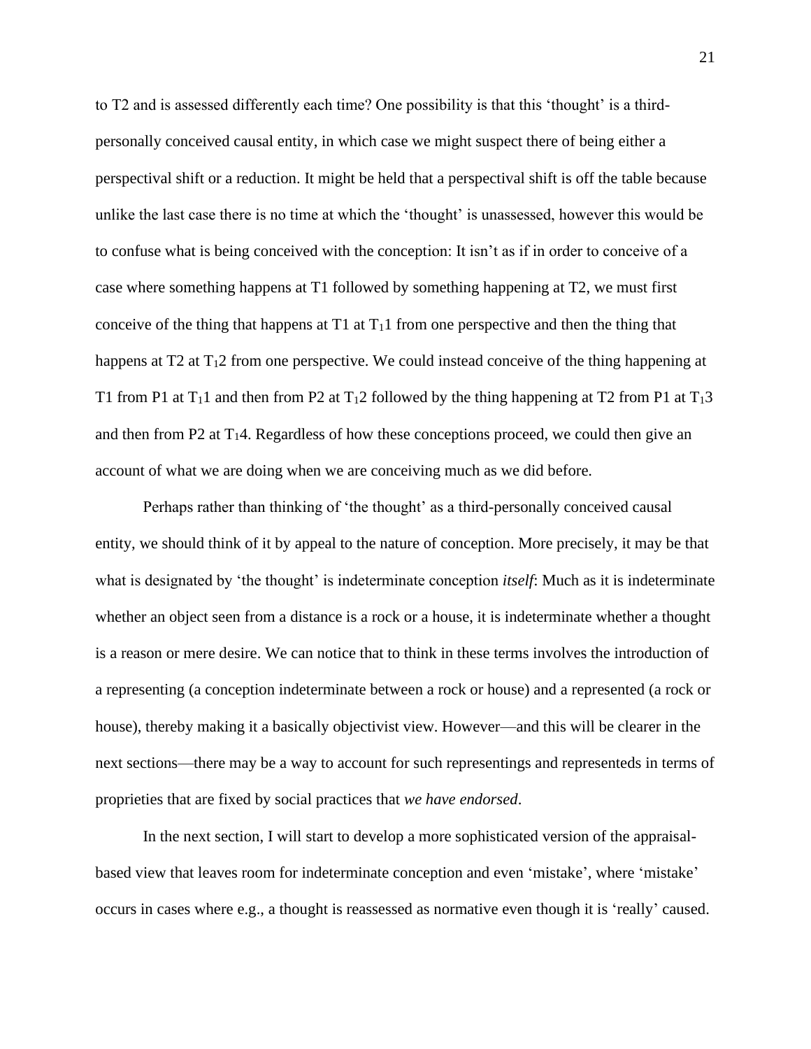to T2 and is assessed differently each time? One possibility is that this 'thought' is a third-personally conceived causal entity, in which case we might suspect there of being either a perspectival shift or a reduction. It might be held that a perspectival shift is off the table because unlike the last case there is no time at which the 'thought' is unassessed, however this would be to confuse what is being conceived with the conception: It isn't as if in order to conceive of a case where something happens at T1 followed by something happening at T2, we must first conceive of the thing that happens at T1 at $T_1 1$ from one perspective and then the thing that happens at T2 at $T_1 2$ from one perspective. We could instead conceive of the thing happening at T1 from P1 at $T_1 1$ and then from P2 at $T_1 2$ followed by the thing happening at T2 from P1 at $T_1 3$ and then from P2 at $T_1 4$. Regardless of how these conceptions proceed, we could then give an account of what we are doing when we are conceiving much as we did before.

Perhaps rather than thinking of 'the thought' as a third-personally conceived causal entity, we should think of it by appeal to the nature of conception. More precisely, it may be that what is designated by 'the thought' is indeterminate conception *itself*: Much as it is indeterminate whether an object seen from a distance is a rock or a house, it is indeterminate whether a thought is a reason or mere desire. We can notice that to think in these terms involves the introduction of a representing (a conception indeterminate between a rock or house) and a represented (a rock or house), thereby making it a basically objectivist view. However—and this will be clearer in the next sections—there may be a way to account for such representings and representeds in terms of proprieties that are fixed by social practices that *we have endorsed*.

In the next section, I will start to develop a more sophisticated version of the appraisal-based view that leaves room for indeterminate conception and even 'mistake', where 'mistake' occurs in cases where e.g., a thought is reassessed as normative even though it is 'really' caused.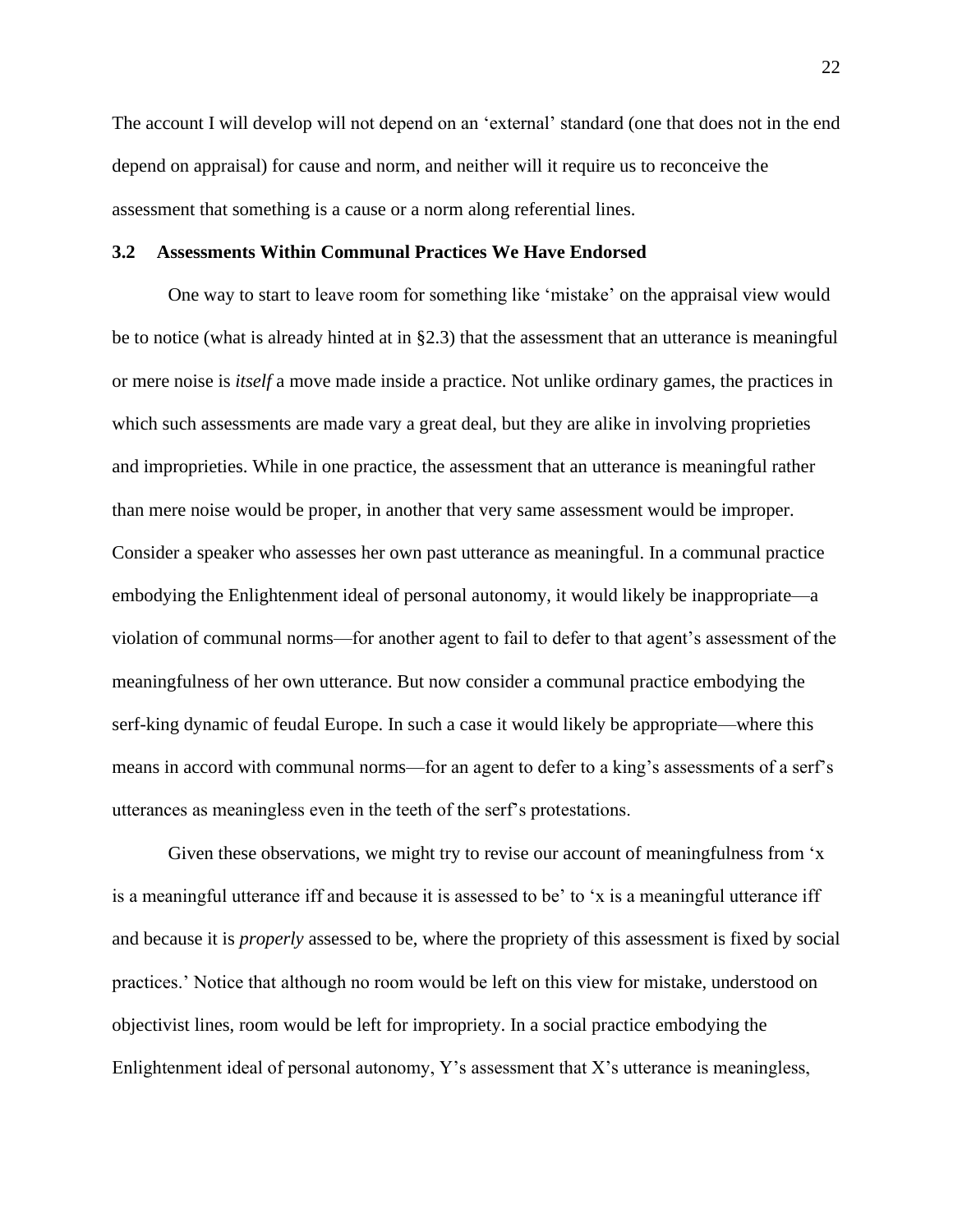The account I will develop will not depend on an 'external' standard (one that does not in the end depend on appraisal) for cause and norm, and neither will it require us to reconceive the assessment that something is a cause or a norm along referential lines.

### 3.2 Assessments Within Communal Practices We Have Endorsed

One way to start to leave room for something like 'mistake' on the appraisal view would be to notice (what is already hinted at in §2.3) that the assessment that an utterance is meaningful or mere noise is *itself* a move made inside a practice. Not unlike ordinary games, the practices in which such assessments are made vary a great deal, but they are alike in involving proprieties and improprieties. While in one practice, the assessment that an utterance is meaningful rather than mere noise would be proper, in another that very same assessment would be improper. Consider a speaker who assesses her own past utterance as meaningful. In a communal practice embodying the Enlightenment ideal of personal autonomy, it would likely be inappropriate—a violation of communal norms—for another agent to fail to defer to that agent's assessment of the meaningfulness of her own utterance. But now consider a communal practice embodying the serf-king dynamic of feudal Europe. In such a case it would likely be appropriate—where this means in accord with communal norms—for an agent to defer to a king's assessments of a serf's utterances as meaningless even in the teeth of the serf's protestations.

Given these observations, we might try to revise our account of meaningfulness from 'x is a meaningful utterance iff and because it is assessed to be' to 'x is a meaningful utterance iff and because it is *properly* assessed to be, where the propriety of this assessment is fixed by social practices.' Notice that although no room would be left on this view for mistake, understood on objectivist lines, room would be left for impropriety. In a social practice embodying the Enlightenment ideal of personal autonomy, Y's assessment that X's utterance is meaningless,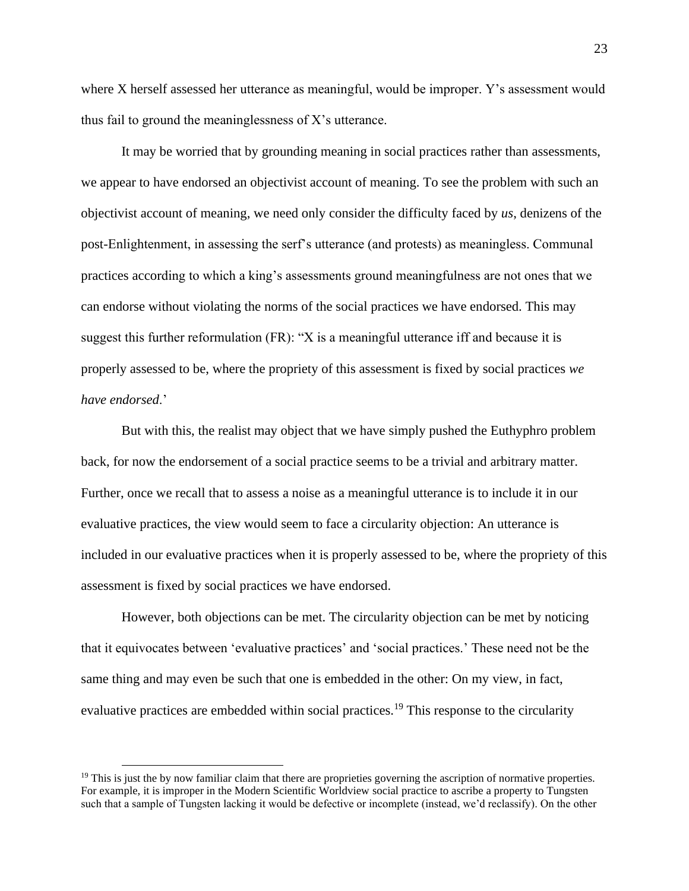where X herself assessed her utterance as meaningful, would be improper. Y's assessment would thus fail to ground the meaninglessness of X's utterance.

It may be worried that by grounding meaning in social practices rather than assessments, we appear to have endorsed an objectivist account of meaning. To see the problem with such an objectivist account of meaning, we need only consider the difficulty faced by *us*, denizens of the post-Enlightenment, in assessing the serf's utterance (and protests) as meaningless. Communal practices according to which a king's assessments ground meaningfulness are not ones that we can endorse without violating the norms of the social practices we have endorsed. This may suggest this further reformulation (FR): "X is a meaningful utterance iff and because it is properly assessed to be, where the propriety of this assessment is fixed by social practices *we have endorsed*.'

But with this, the realist may object that we have simply pushed the Euthyphro problem back, for now the endorsement of a social practice seems to be a trivial and arbitrary matter. Further, once we recall that to assess a noise as a meaningful utterance is to include it in our evaluative practices, the view would seem to face a circularity objection: An utterance is included in our evaluative practices when it is properly assessed to be, where the propriety of this assessment is fixed by social practices we have endorsed.

However, both objections can be met. The circularity objection can be met by noticing that it equivocates between 'evaluative practices' and 'social practices.' These need not be the same thing and may even be such that one is embedded in the other: On my view, in fact, evaluative practices are embedded within social practices.[19] This response to the circularity

[19] This is just the by now familiar claim that there are proprieties governing the ascription of normative properties. For example, it is improper in the Modern Scientific Worldview social practice to ascribe a property to Tungsten such that a sample of Tungsten lacking it would be defective or incomplete (instead, we'd reclassify). On the other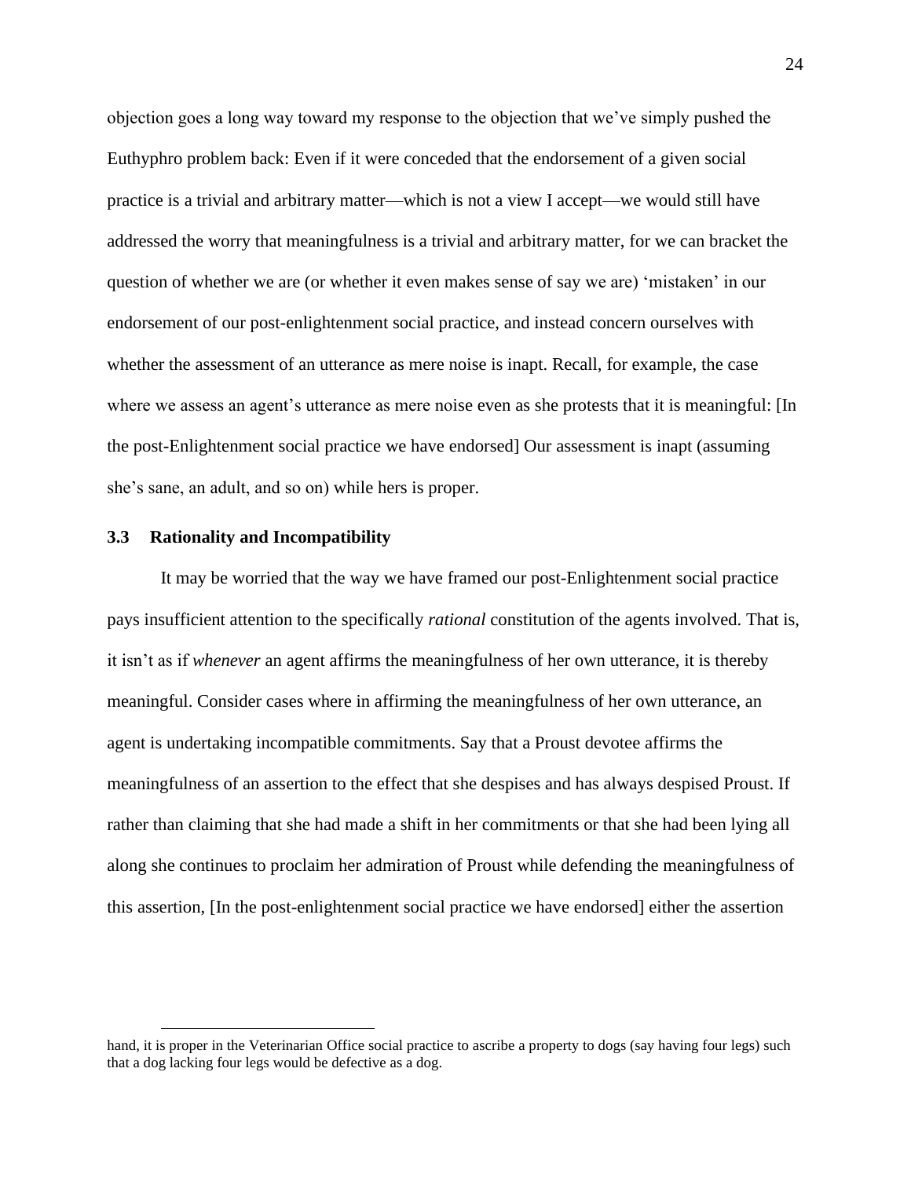objection goes a long way toward my response to the objection that we've simply pushed the Euthyphro problem back: Even if it were conceded that the endorsement of a given social practice is a trivial and arbitrary matter—which is not a view I accept—we would still have addressed the worry that meaningfulness is a trivial and arbitrary matter, for we can bracket the question of whether we are (or whether it even makes sense of say we are) 'mistaken' in our endorsement of our post-enlightenment social practice, and instead concern ourselves with whether the assessment of an utterance as mere noise is inapt. Recall, for example, the case where we assess an agent's utterance as mere noise even as she protests that it is meaningful: [In the post-Enlightenment social practice we have endorsed] Our assessment is inapt (assuming she's sane, an adult, and so on) while hers is proper.

### 3.3 Rationality and Incompatibility

It may be worried that the way we have framed our post-Enlightenment social practice pays insufficient attention to the specifically *rational* constitution of the agents involved. That is, it isn't as if *whenever* an agent affirms the meaningfulness of her own utterance, it is thereby meaningful. Consider cases where in affirming the meaningfulness of her own utterance, an agent is undertaking incompatible commitments. Say that a Proust devotee affirms the meaningfulness of an assertion to the effect that she despises and has always despised Proust. If rather than claiming that she had made a shift in her commitments or that she had been lying all along she continues to proclaim her admiration of Proust while defending the meaningfulness of this assertion, [In the post-enlightenment social practice we have endorsed] either the assertion

---

hand, it is proper in the Veterinarian Office social practice to ascribe a property to dogs (say having four legs) such that a dog lacking four legs would be defective as a dog.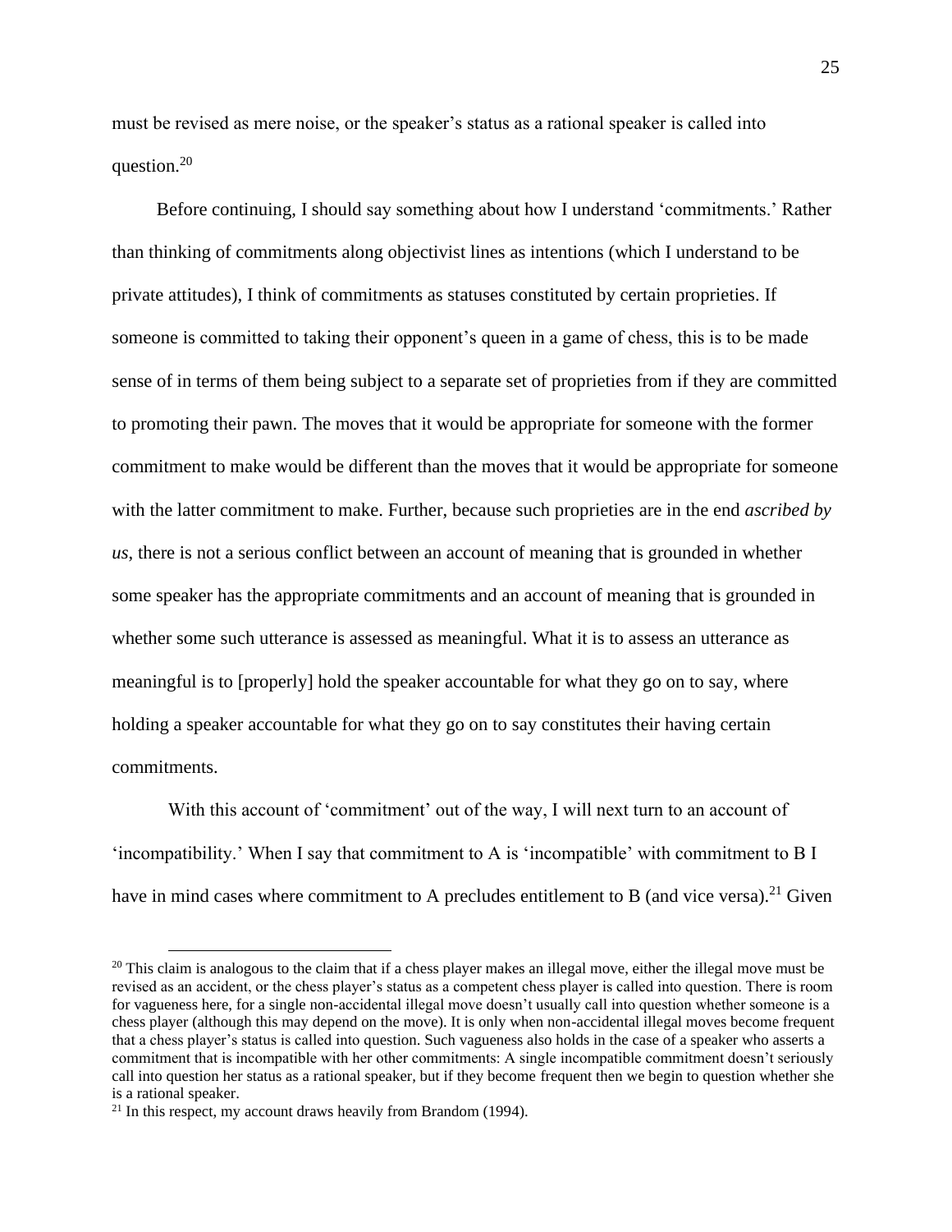must be revised as mere noise, or the speaker's status as a rational speaker is called into question.[20]

Before continuing, I should say something about how I understand 'commitments.' Rather than thinking of commitments along objectivist lines as intentions (which I understand to be private attitudes), I think of commitments as statuses constituted by certain proprieties. If someone is committed to taking their opponent's queen in a game of chess, this is to be made sense of in terms of them being subject to a separate set of proprieties from if they are committed to promoting their pawn. The moves that it would be appropriate for someone with the former commitment to make would be different than the moves that it would be appropriate for someone with the latter commitment to make. Further, because such proprieties are in the end *ascribed by us*, there is not a serious conflict between an account of meaning that is grounded in whether some speaker has the appropriate commitments and an account of meaning that is grounded in whether some such utterance is assessed as meaningful. What it is to assess an utterance as meaningful is to [properly] hold the speaker accountable for what they go on to say, where holding a speaker accountable for what they go on to say constitutes their having certain commitments.

With this account of 'commitment' out of the way, I will next turn to an account of 'incompatibility.' When I say that commitment to A is 'incompatible' with commitment to B I have in mind cases where commitment to A precludes entitlement to B (and vice versa).[21] Given

[20] This claim is analogous to the claim that if a chess player makes an illegal move, either the illegal move must be revised as an accident, or the chess player's status as a competent chess player is called into question. There is room for vagueness here, for a single non-accidental illegal move doesn't usually call into question whether someone is a chess player (although this may depend on the move). It is only when non-accidental illegal moves become frequent that a chess player's status is called into question. Such vagueness also holds in the case of a speaker who asserts a commitment that is incompatible with her other commitments: A single incompatible commitment doesn't seriously call into question her status as a rational speaker, but if they become frequent then we begin to question whether she is a rational speaker.

[21] In this respect, my account draws heavily from Brandom (1994).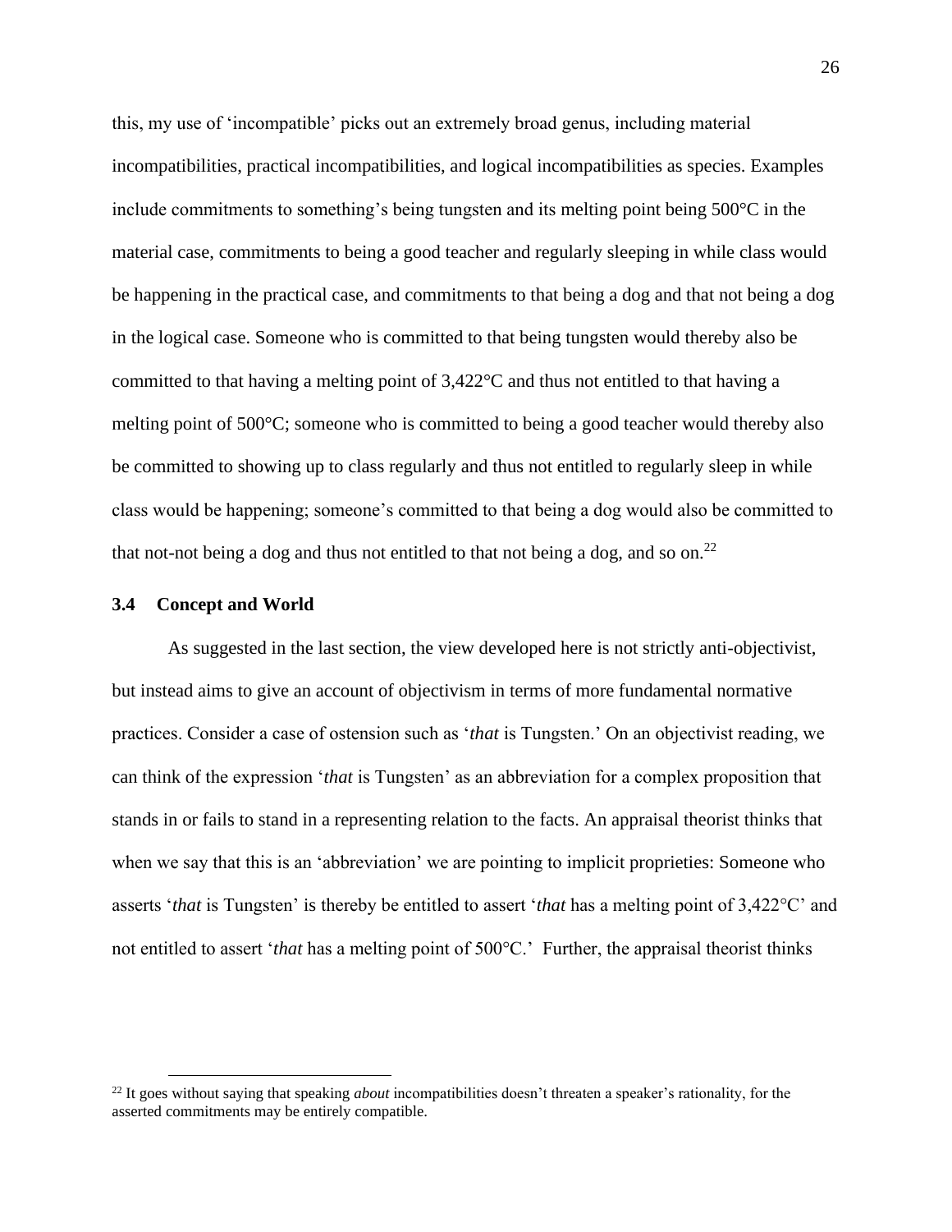this, my use of 'incompatible' picks out an extremely broad genus, including material incompatibilities, practical incompatibilities, and logical incompatibilities as species. Examples include commitments to something's being tungsten and its melting point being 500°C in the material case, commitments to being a good teacher and regularly sleeping in while class would be happening in the practical case, and commitments to that being a dog and that not being a dog in the logical case. Someone who is committed to that being tungsten would thereby also be committed to that having a melting point of 3,422°C and thus not entitled to that having a melting point of 500°C; someone who is committed to being a good teacher would thereby also be committed to showing up to class regularly and thus not entitled to regularly sleep in while class would be happening; someone's committed to that being a dog would also be committed to that not-not being a dog and thus not entitled to that not being a dog, and so on.[22]

### 3.4 Concept and World

As suggested in the last section, the view developed here is not strictly anti-objectivist, but instead aims to give an account of objectivism in terms of more fundamental normative practices. Consider a case of ostension such as '*that* is Tungsten.' On an objectivist reading, we can think of the expression '*that* is Tungsten' as an abbreviation for a complex proposition that stands in or fails to stand in a representing relation to the facts. An appraisal theorist thinks that when we say that this is an 'abbreviation' we are pointing to implicit proprieties: Someone who asserts '*that* is Tungsten' is thereby be entitled to assert '*that* has a melting point of 3,422°C' and not entitled to assert '*that* has a melting point of 500°C.' Further, the appraisal theorist thinks

[22] It goes without saying that speaking *about* incompatibilities doesn't threaten a speaker's rationality, for the asserted commitments may be entirely compatible.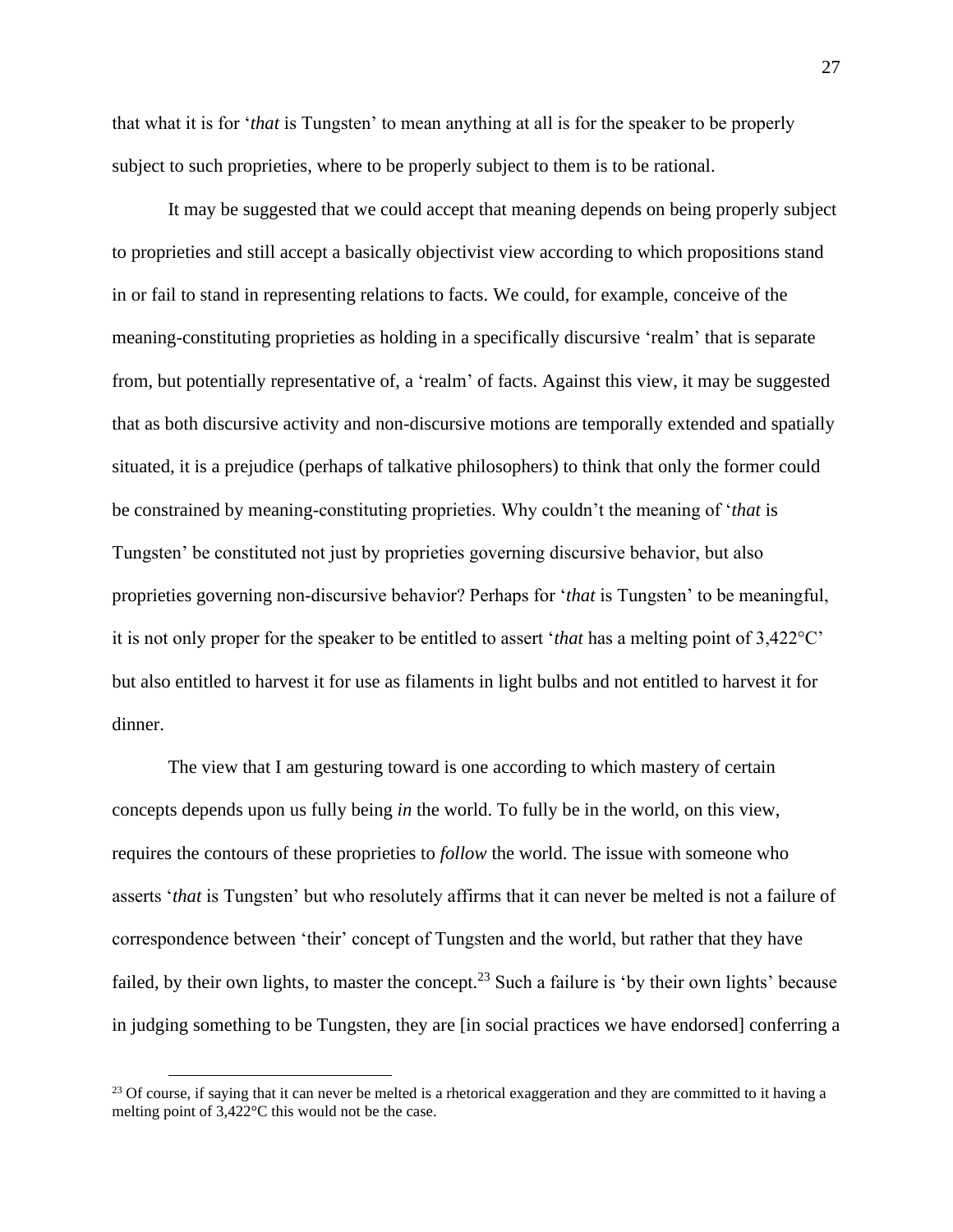that what it is for '*that* is Tungsten' to mean anything at all is for the speaker to be properly subject to such proprieties, where to be properly subject to them is to be rational.

It may be suggested that we could accept that meaning depends on being properly subject to proprieties and still accept a basically objectivist view according to which propositions stand in or fail to stand in representing relations to facts. We could, for example, conceive of the meaning-constituting proprieties as holding in a specifically discursive 'realm' that is separate from, but potentially representative of, a 'realm' of facts. Against this view, it may be suggested that as both discursive activity and non-discursive motions are temporally extended and spatially situated, it is a prejudice (perhaps of talkative philosophers) to think that only the former could be constrained by meaning-constituting proprieties. Why couldn't the meaning of '*that* is Tungsten' be constituted not just by proprieties governing discursive behavior, but also proprieties governing non-discursive behavior? Perhaps for '*that* is Tungsten' to be meaningful, it is not only proper for the speaker to be entitled to assert '*that* has a melting point of 3,422°C' but also entitled to harvest it for use as filaments in light bulbs and not entitled to harvest it for dinner.

The view that I am gesturing toward is one according to which mastery of certain concepts depends upon us fully being *in* the world. To fully be in the world, on this view, requires the contours of these proprieties to *follow* the world. The issue with someone who asserts '*that* is Tungsten' but who resolutely affirms that it can never be melted is not a failure of correspondence between 'their' concept of Tungsten and the world, but rather that they have failed, by their own lights, to master the concept.[23] Such a failure is 'by their own lights' because in judging something to be Tungsten, they are [in social practices we have endorsed] conferring a

[23] Of course, if saying that it can never be melted is a rhetorical exaggeration and they are committed to it having a melting point of 3,422°C this would not be the case.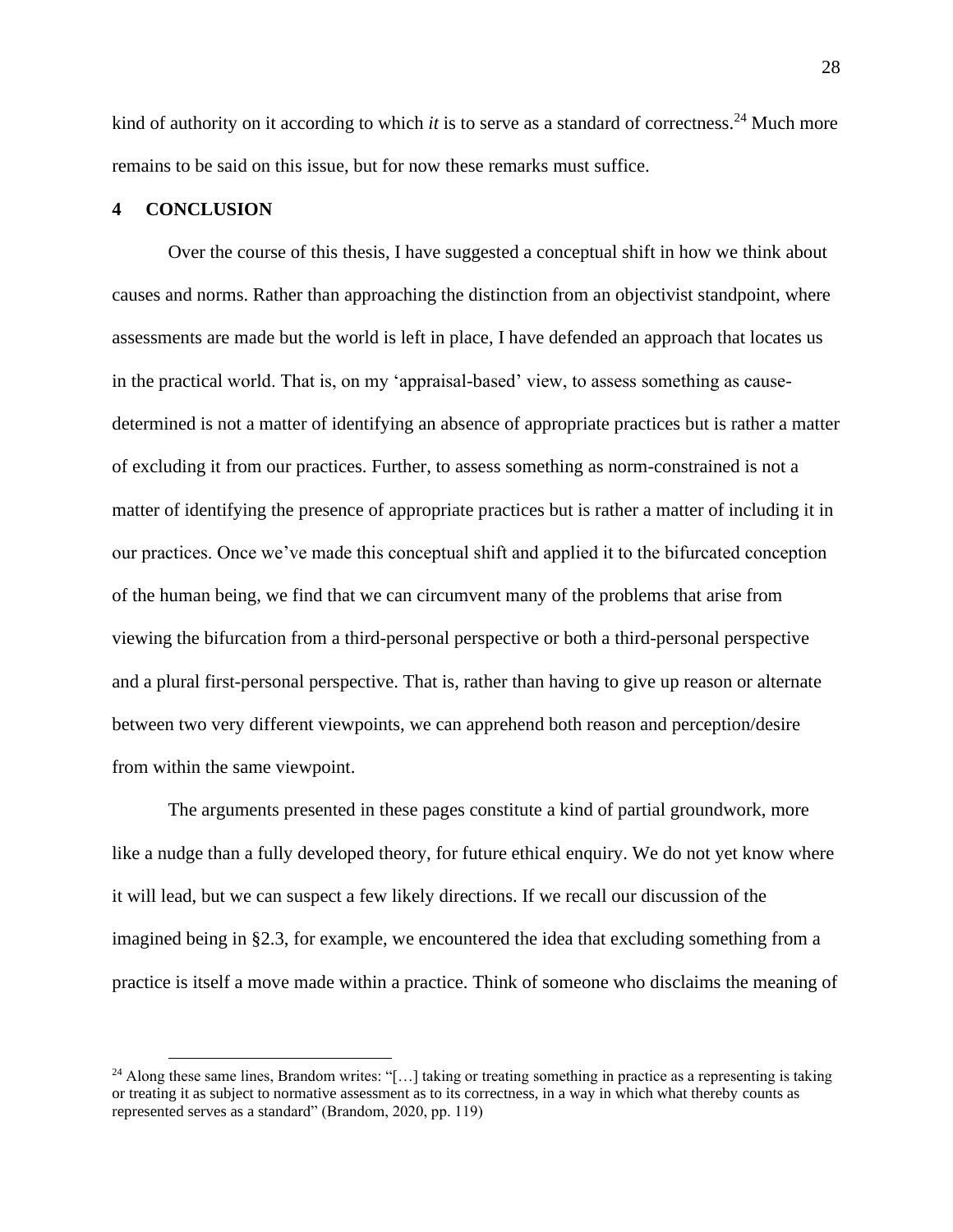kind of authority on it according to which *it* is to serve as a standard of correctness.[24] Much more remains to be said on this issue, but for now these remarks must suffice.

## 4 CONCLUSION

Over the course of this thesis, I have suggested a conceptual shift in how we think about causes and norms. Rather than approaching the distinction from an objectivist standpoint, where assessments are made but the world is left in place, I have defended an approach that locates us in the practical world. That is, on my 'appraisal-based' view, to assess something as cause-determined is not a matter of identifying an absence of appropriate practices but is rather a matter of excluding it from our practices. Further, to assess something as norm-constrained is not a matter of identifying the presence of appropriate practices but is rather a matter of including it in our practices. Once we've made this conceptual shift and applied it to the bifurcated conception of the human being, we find that we can circumvent many of the problems that arise from viewing the bifurcation from a third-personal perspective or both a third-personal perspective and a plural first-personal perspective. That is, rather than having to give up reason or alternate between two very different viewpoints, we can apprehend both reason and perception/desire from within the same viewpoint.

The arguments presented in these pages constitute a kind of partial groundwork, more like a nudge than a fully developed theory, for future ethical enquiry. We do not yet know where it will lead, but we can suspect a few likely directions. If we recall our discussion of the imagined being in §2.3, for example, we encountered the idea that excluding something from a practice is itself a move made within a practice. Think of someone who disclaims the meaning of

[24] Along these same lines, Brandom writes: "[…] taking or treating something in practice as a representing is taking or treating it as subject to normative assessment as to its correctness, in a way in which what thereby counts as represented serves as a standard" (Brandom, 2020, pp. 119)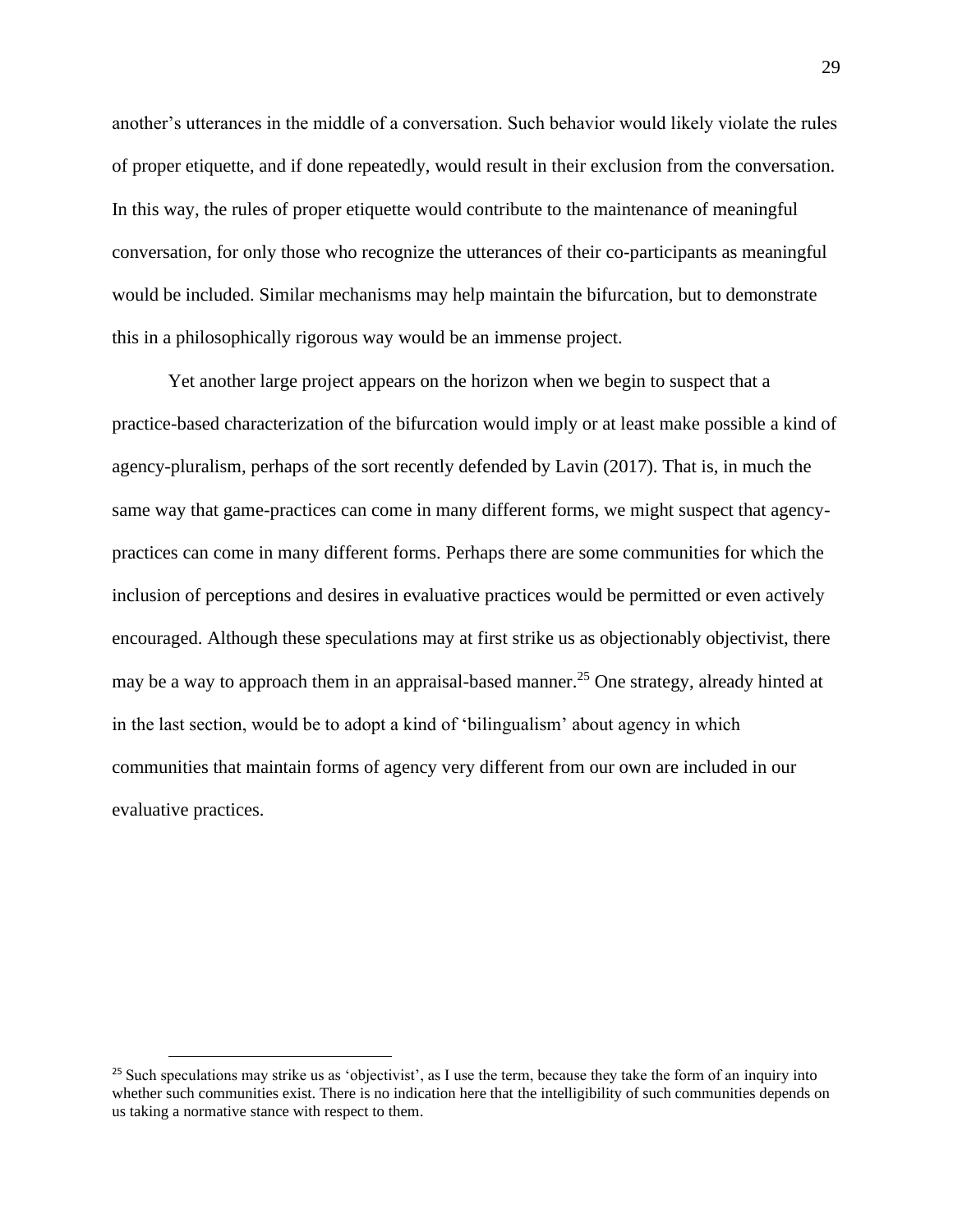another's utterances in the middle of a conversation. Such behavior would likely violate the rules of proper etiquette, and if done repeatedly, would result in their exclusion from the conversation. In this way, the rules of proper etiquette would contribute to the maintenance of meaningful conversation, for only those who recognize the utterances of their co-participants as meaningful would be included. Similar mechanisms may help maintain the bifurcation, but to demonstrate this in a philosophically rigorous way would be an immense project.

Yet another large project appears on the horizon when we begin to suspect that a practice-based characterization of the bifurcation would imply or at least make possible a kind of agency-pluralism, perhaps of the sort recently defended by Lavin (2017). That is, in much the same way that game-practices can come in many different forms, we might suspect that agency-practices can come in many different forms. Perhaps there are some communities for which the inclusion of perceptions and desires in evaluative practices would be permitted or even actively encouraged. Although these speculations may at first strike us as objectionably objectivist, there may be a way to approach them in an appraisal-based manner.[25] One strategy, already hinted at in the last section, would be to adopt a kind of 'bilingualism' about agency in which communities that maintain forms of agency very different from our own are included in our evaluative practices.

---

[25] Such speculations may strike us as 'objectivist', as I use the term, because they take the form of an inquiry into whether such communities exist. There is no indication here that the intelligibility of such communities depends on us taking a normative stance with respect to them.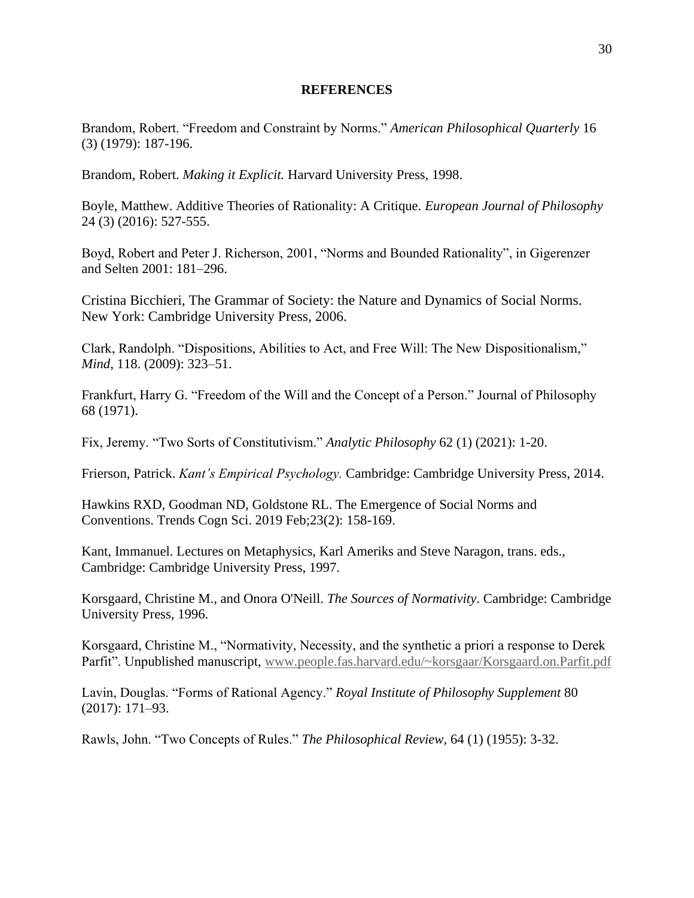**REFERENCES**

Brandom, Robert. "Freedom and Constraint by Norms." *American Philosophical Quarterly* 16 (3) (1979): 187-196.

Brandom, Robert. *Making it Explicit.* Harvard University Press, 1998.

Boyle, Matthew. Additive Theories of Rationality: A Critique. *European Journal of Philosophy* 24 (3) (2016): 527-555.

Boyd, Robert and Peter J. Richerson, 2001, "Norms and Bounded Rationality", in Gigerenzer and Selten 2001: 181–296.

Cristina Bicchieri, The Grammar of Society: the Nature and Dynamics of Social Norms. New York: Cambridge University Press, 2006.

Clark, Randolph. "Dispositions, Abilities to Act, and Free Will: The New Dispositionalism," *Mind*, 118. (2009): 323–51.

Frankfurt, Harry G. "Freedom of the Will and the Concept of a Person." Journal of Philosophy 68 (1971).

Fix, Jeremy. "Two Sorts of Constitutivism." *Analytic Philosophy* 62 (1) (2021): 1-20.

Frierson, Patrick. *Kant's Empirical Psychology.* Cambridge: Cambridge University Press, 2014.

Hawkins RXD, Goodman ND, Goldstone RL. The Emergence of Social Norms and Conventions. Trends Cogn Sci. 2019 Feb;23(2): 158-169.

Kant, Immanuel. Lectures on Metaphysics, Karl Ameriks and Steve Naragon, trans. eds., Cambridge: Cambridge University Press, 1997.

Korsgaard, Christine M., and Onora O'Neill. *The Sources of Normativity*. Cambridge: Cambridge University Press, 1996.

Korsgaard, Christine M., "Normativity, Necessity, and the synthetic a priori a response to Derek Parfit". Unpublished manuscript, www.people.fas.harvard.edu/~korsgaar/Korsgaard.on.Parfit.pdf

Lavin, Douglas. "Forms of Rational Agency." *Royal Institute of Philosophy Supplement* 80 (2017): 171–93.

Rawls, John. "Two Concepts of Rules." *The Philosophical Review*, 64 (1) (1955): 3-32.